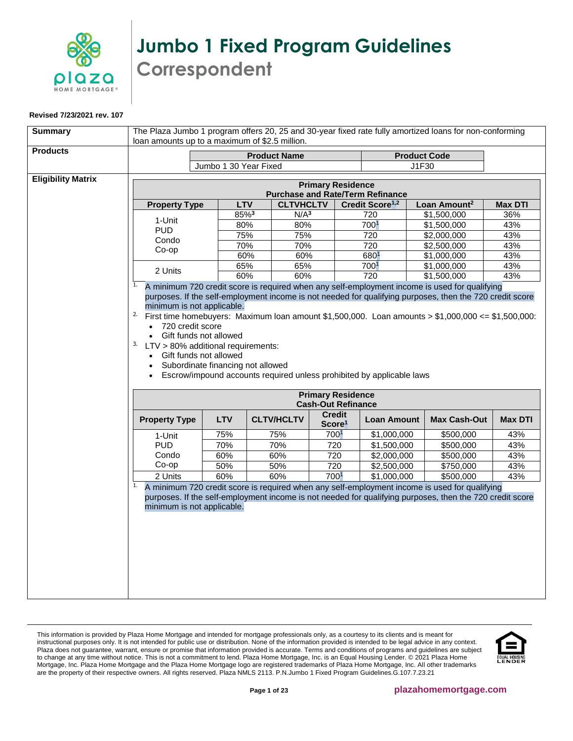# Jumbo 1 Fixed Program Guidelines

## Correspondent

**Revised 7/23/2021 rev. 107**

**Summary**

The Plaza Jumbo 1 program offers 20, 25 and 30-year fixed rate fully amortized loans for non-conforming loan amounts up to a maximum of $2.5 million.

**Products**

| Product Name | Product Code |
|---|---|
| Jumbo 1 30 Year Fixed | J1F30 |

**Eligibility Matrix**

| Primary Residence Purchase and Rate/Term Refinance | | | | | |
|---|---|---|---|---|---|
| **Property Type** | **LTV** | **CLTVHCLTV** | **Credit Score[1,2]** | **Loan Amount[2]** | **Max DTI** |
| 1-Unit PUD Condo Co-op | 85%[3] | N/A[3] | 720 | $1,500,000 | 36% |
| | 80% | 80% | 700[1] | $1,500,000 | 43% |
| | 75% | 75% | 720 | $2,000,000 | 43% |
| | 70% | 70% | 720 | $2,500,000 | 43% |
| | 60% | 60% | 680[1] | $1,000,000 | 43% |
| 2 Units | 65% | 65% | 700[1] | $1,000,000 | 43% |
| | 60% | 60% | 720 | $1,500,000 | 43% |

1. A minimum 720 credit score is required when any self-employment income is used for qualifying purposes. If the self-employment income is not needed for qualifying purposes, then the 720 credit score minimum is not applicable.
2. First time homebuyers: Maximum loan amount $1,500,000. Loan amounts > $1,000,000 <= $1,500,000:
   - 720 credit score
   - Gift funds not allowed
3. LTV > 80% additional requirements:
   - Gift funds not allowed
   - Subordinate financing not allowed
   - Escrow/impound accounts required unless prohibited by applicable laws

| Primary Residence Cash-Out Refinance | | | | | | |
|---|---|---|---|---|---|---|
| **Property Type** | **LTV** | **CLTV/HCLTV** | **Credit Score[1]** | **Loan Amount** | **Max Cash-Out** | **Max DTI** |
| 1-Unit PUD Condo Co-op | 75% | 75% | 700[1] | $1,000,000 | $500,000 | 43% |
| | 70% | 70% | 720 | $1,500,000 | $500,000 | 43% |
| | 60% | 60% | 720 | $2,000,000 | $500,000 | 43% |
| | 50% | 50% | 720 | $2,500,000 | $750,000 | 43% |
| 2 Units | 60% | 60% | 700[1] | $1,000,000 | $500,000 | 43% |

1. A minimum 720 credit score is required when any self-employment income is used for qualifying purposes. If the self-employment income is not needed for qualifying purposes, then the 720 credit score minimum is not applicable.

This information is provided by Plaza Home Mortgage and intended for mortgage professionals only, as a courtesy to its clients and is meant for instructional purposes only. It is not intended for public use or distribution. None of the information provided is intended to be legal advice in any context. Plaza does not guarantee, warrant, ensure or promise that information provided is accurate. Terms and conditions of programs and guidelines are subject to change at any time without notice. This is not a commitment to lend. Plaza Home Mortgage, Inc. is an Equal Housing Lender. © 2021 Plaza Home Mortgage, Inc. Plaza Home Mortgage and the Plaza Home Mortgage logo are registered trademarks of Plaza Home Mortgage, Inc. All other trademarks are the property of their respective owners. All rights reserved. Plaza NMLS 2113. P.N.Jumbo 1 Fixed Program Guidelines.G.107.7.23.21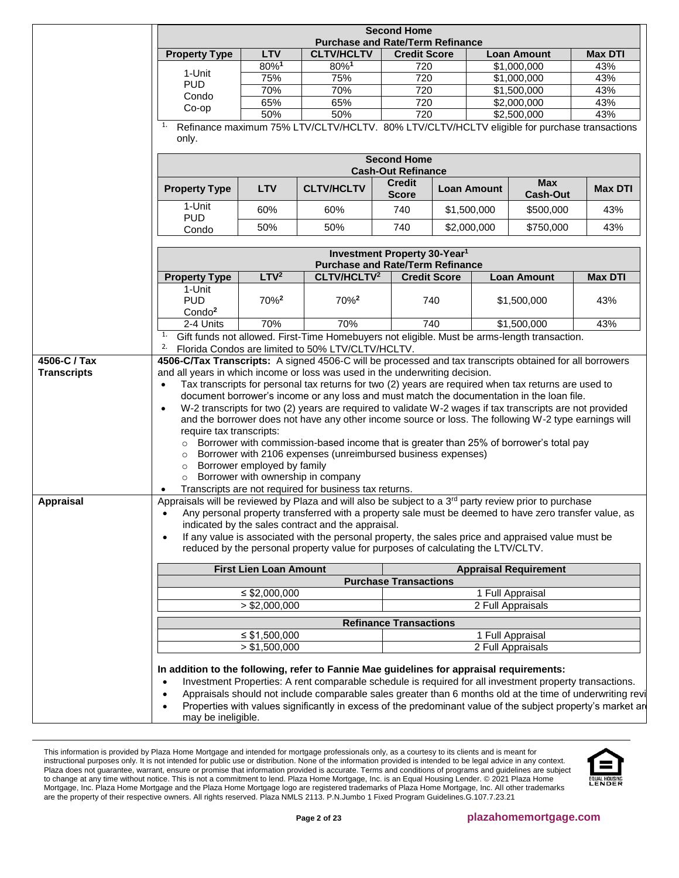| Second Home Purchase and Rate/Term Refinance | | | | | |
|---|---|---|---|---|---|
| Property Type | LTV | CLTV/HCLTV | Credit Score | Loan Amount | Max DTI |
| 1-Unit PUD Condo Co-op | 80%[1] | 80%[1] | 720 | $1,000,000 | 43% |
| | 75% | 75% | 720 | $1,000,000 | 43% |
| | 70% | 70% | 720 | $1,500,000 | 43% |
| | 65% | 65% | 720 | $2,000,000 | 43% |
| | 50% | 50% | 720 | $2,500,000 | 43% |

1. Refinance maximum 75% LTV/CLTV/HCLTV. 80% LTV/CLTV/HCLTV eligible for purchase transactions only.

| Second Home Cash-Out Refinance | | | | | | |
|---|---|---|---|---|---|---|
| Property Type | LTV | CLTV/HCLTV | Credit Score | Loan Amount | Max Cash-Out | Max DTI |
| 1-Unit PUD Condo | 60% | 60% | 740 | $1,500,000 | $500,000 | 43% |
| | 50% | 50% | 740 | $2,000,000 | $750,000 | 43% |

| Investment Property 30-Year[1] Purchase and Rate/Term Refinance | | | | | |
|---|---|---|---|---|---|
| Property Type | LTV[2] | CLTV/HCLTV[2] | Credit Score | Loan Amount | Max DTI |
| 1-Unit PUD Condo[2] | 70%[2] | 70%[2] | 740 | $1,500,000 | 43% |
| 2-4 Units | 70% | 70% | 740 | $1,500,000 | 43% |

1. Gift funds not allowed. First-Time Homebuyers not eligible. Must be arms-length transaction.
2. Florida Condos are limited to 50% LTV/CLTV/HCLTV.

## 4506-C / Tax Transcripts

**4506-C/Tax Transcripts:** A signed 4506-C will be processed and tax transcripts obtained for all borrowers and all years in which income or loss was used in the underwriting decision.

- Tax transcripts for personal tax returns for two (2) years are required when tax returns are used to document borrower's income or any loss and must match the documentation in the loan file.
- W-2 transcripts for two (2) years are required to validate W-2 wages if tax transcripts are not provided and the borrower does not have any other income source or loss. The following W-2 type earnings will require tax transcripts:
  - Borrower with commission-based income that is greater than 25% of borrower's total pay
  - Borrower with 2106 expenses (unreimbursed business expenses)
  - Borrower employed by family
  - Borrower with ownership in company
- Transcripts are not required for business tax returns.

## Appraisal

Appraisals will be reviewed by Plaza and will also be subject to a 3rd party review prior to purchase

- Any personal property transferred with a property sale must be deemed to have zero transfer value, as indicated by the sales contract and the appraisal.
- If any value is associated with the personal property, the sales price and appraised value must be reduced by the personal property value for purposes of calculating the LTV/CLTV.

| First Lien Loan Amount | Appraisal Requirement |
|---|---|
| **Purchase Transactions** | |
| ≤ $2,000,000 | 1 Full Appraisal |
| > $2,000,000 | 2 Full Appraisals |
| **Refinance Transactions** | |
| ≤ $1,500,000 | 1 Full Appraisal |
| > $1,500,000 | 2 Full Appraisals |

**In addition to the following, refer to Fannie Mae guidelines for appraisal requirements:**

- Investment Properties: A rent comparable schedule is required for all investment property transactions.
- Appraisals should not include comparable sales greater than 6 months old at the time of underwriting revi
- Properties with values significantly in excess of the predominant value of the subject property's market ar may be ineligible.

This information is provided by Plaza Home Mortgage and intended for mortgage professionals only, as a courtesy to its clients and is meant for instructional purposes only. It is not intended for public use or distribution. None of the information provided is intended to be legal advice in any context. Plaza does not guarantee, warrant, ensure or promise that information provided is accurate. Terms and conditions of programs and guidelines are subject to change at any time without notice. This is not a commitment to lend. Plaza Home Mortgage, Inc. is an Equal Housing Lender. © 2021 Plaza Home Mortgage, Inc. Plaza Home Mortgage and the Plaza Home Mortgage logo are registered trademarks of Plaza Home Mortgage, Inc. All other trademarks are the property of their respective owners. All rights reserved. Plaza NMLS 2113. P.N.Jumbo 1 Fixed Program Guidelines.G.107.7.23.21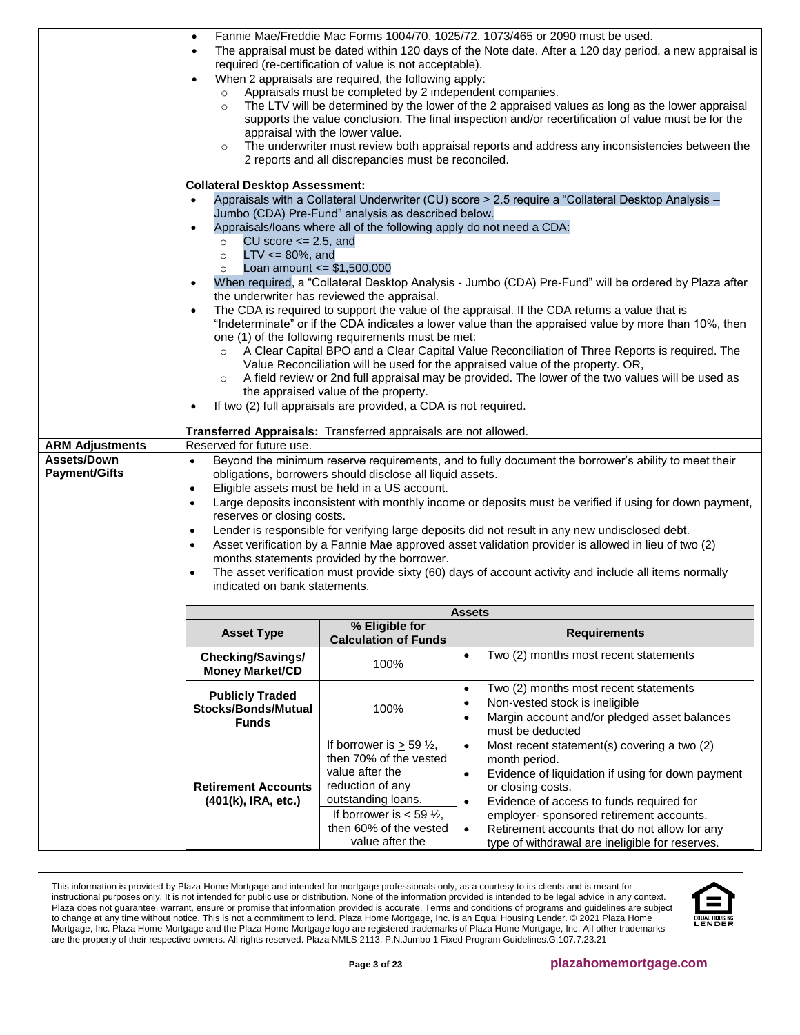| | |
|---|---|
| | - Fannie Mae/Freddie Mac Forms 1004/70, 1025/72, 1073/465 or 2090 must be used.<br>- The appraisal must be dated within 120 days of the Note date. After a 120 day period, a new appraisal is required (re-certification of value is not acceptable).<br>- When 2 appraisals are required, the following apply:<br>  - Appraisals must be completed by 2 independent companies.<br>  - The LTV will be determined by the lower of the 2 appraised values as long as the lower appraisal supports the value conclusion. The final inspection and/or recertification of value must be for the appraisal with the lower value.<br>  - The underwriter must review both appraisal reports and address any inconsistencies between the 2 reports and all discrepancies must be reconciled.<br><br>**Collateral Desktop Assessment:**<br>- Appraisals with a Collateral Underwriter (CU) score > 2.5 require a "Collateral Desktop Analysis – Jumbo (CDA) Pre-Fund" analysis as described below.<br>- Appraisals/loans where all of the following apply do not need a CDA:<br>  - CU score <= 2.5, and<br>  - LTV <= 80%, and<br>  - Loan amount <= $1,500,000<br>- When required, a "Collateral Desktop Analysis - Jumbo (CDA) Pre-Fund" will be ordered by Plaza after the underwriter has reviewed the appraisal.<br>- The CDA is required to support the value of the appraisal. If the CDA returns a value that is "Indeterminate" or if the CDA indicates a lower value than the appraised value by more than 10%, then one (1) of the following requirements must be met:<br>  - A Clear Capital BPO and a Clear Capital Value Reconciliation of Three Reports is required. The Value Reconciliation will be used for the appraised value of the property. OR,<br>  - A field review or 2nd full appraisal may be provided. The lower of the two values will be used as the appraised value of the property.<br>- If two (2) full appraisals are provided, a CDA is not required.<br><br>**Transferred Appraisals:** Transferred appraisals are not allowed. |
| **ARM Adjustments** | Reserved for future use. |
| **Assets/Down Payment/Gifts** | - Beyond the minimum reserve requirements, and to fully document the borrower's ability to meet their obligations, borrowers should disclose all liquid assets.<br>- Eligible assets must be held in a US account.<br>- Large deposits inconsistent with monthly income or deposits must be verified if using for down payment, reserves or closing costs.<br>- Lender is responsible for verifying large deposits did not result in any new undisclosed debt.<br>- Asset verification by a Fannie Mae approved asset validation provider is allowed in lieu of two (2) months statements provided by the borrower.<br>- The asset verification must provide sixty (60) days of account activity and include all items normally indicated on bank statements. |

| **Assets** | | |
|---|---|---|
| **Asset Type** | **% Eligible for Calculation of Funds** | **Requirements** |
| **Checking/Savings/ Money Market/CD** | 100% | - Two (2) months most recent statements |
| **Publicly Traded Stocks/Bonds/Mutual Funds** | 100% | - Two (2) months most recent statements<br>- Non-vested stock is ineligible<br>- Margin account and/or pledged asset balances must be deducted |
| **Retirement Accounts (401(k), IRA, etc.)** | If borrower is ≥ 59 ½, then 70% of the vested value after the reduction of any outstanding loans.<br>If borrower is < 59 ½, then 60% of the vested value after the | - Most recent statement(s) covering a two (2) month period.<br>- Evidence of liquidation if using for down payment or closing costs.<br>- Evidence of access to funds required for employer- sponsored retirement accounts.<br>- Retirement accounts that do not allow for any type of withdrawal are ineligible for reserves. |

This information is provided by Plaza Home Mortgage and intended for mortgage professionals only, as a courtesy to its clients and is meant for instructional purposes only. It is not intended for public use or distribution. None of the information provided is intended to be legal advice in any context. Plaza does not guarantee, warrant, ensure or promise that information provided is accurate. Terms and conditions of programs and guidelines are subject to change at any time without notice. This is not a commitment to lend. Plaza Home Mortgage, Inc. is an Equal Housing Lender. © 2021 Plaza Home Mortgage, Inc. Plaza Home Mortgage and the Plaza Home Mortgage logo are registered trademarks of Plaza Home Mortgage, Inc. All other trademarks are the property of their respective owners. All rights reserved. Plaza NMLS 2113. P.N.Jumbo 1 Fixed Program Guidelines.G.107.7.23.21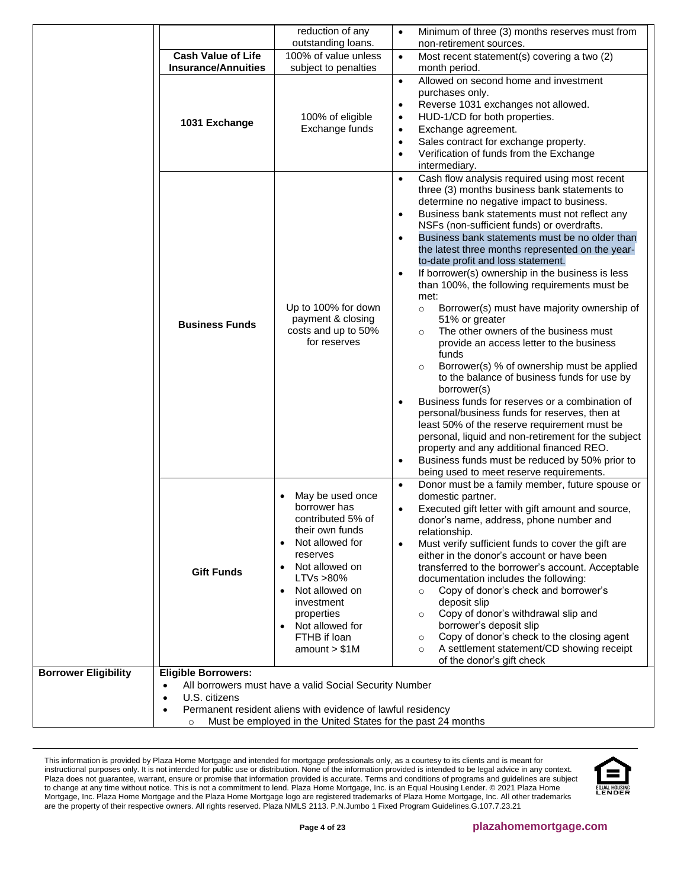| | | | |
|---|---|---|---|
| | | reduction of any outstanding loans. | • Minimum of three (3) months reserves must from non-retirement sources. |
| | **Cash Value of Life Insurance/Annuities** | 100% of value unless subject to penalties | • Most recent statement(s) covering a two (2) month period. |
| | **1031 Exchange** | 100% of eligible Exchange funds | • Allowed on second home and investment purchases only.<br>• Reverse 1031 exchanges not allowed.<br>• HUD-1/CD for both properties.<br>• Exchange agreement.<br>• Sales contract for exchange property.<br>• Verification of funds from the Exchange intermediary. |
| | **Business Funds** | Up to 100% for down payment & closing costs and up to 50% for reserves | • Cash flow analysis required using most recent three (3) months business bank statements to determine no negative impact to business.<br>• Business bank statements must not reflect any NSFs (non-sufficient funds) or overdrafts.<br>• Business bank statements must be no older than the latest three months represented on the year-to-date profit and loss statement.<br>• If borrower(s) ownership in the business is less than 100%, the following requirements must be met:<br>&nbsp;&nbsp;○ Borrower(s) must have majority ownership of 51% or greater<br>&nbsp;&nbsp;○ The other owners of the business must provide an access letter to the business funds<br>&nbsp;&nbsp;○ Borrower(s) % of ownership must be applied to the balance of business funds for use by borrower(s)<br>• Business funds for reserves or a combination of personal/business funds for reserves, then at least 50% of the reserve requirement must be personal, liquid and non-retirement for the subject property and any additional financed REO.<br>• Business funds must be reduced by 50% prior to being used to meet reserve requirements. |
| | **Gift Funds** | • May be used once borrower has contributed 5% of their own funds<br>• Not allowed for reserves<br>• Not allowed on LTVs >80%<br>• Not allowed on investment properties<br>• Not allowed for FTHB if loan amount > $1M | • Donor must be a family member, future spouse or domestic partner.<br>• Executed gift letter with gift amount and source, donor's name, address, phone number and relationship.<br>• Must verify sufficient funds to cover the gift are either in the donor's account or have been transferred to the borrower's account. Acceptable documentation includes the following:<br>&nbsp;&nbsp;○ Copy of donor's check and borrower's deposit slip<br>&nbsp;&nbsp;○ Copy of donor's withdrawal slip and borrower's deposit slip<br>&nbsp;&nbsp;○ Copy of donor's check to the closing agent<br>&nbsp;&nbsp;○ A settlement statement/CD showing receipt of the donor's gift check |
| **Borrower Eligibility** | **Eligible Borrowers:**<br>• All borrowers must have a valid Social Security Number<br>• U.S. citizens<br>• Permanent resident aliens with evidence of lawful residency<br>&nbsp;&nbsp;○ Must be employed in the United States for the past 24 months | | |

This information is provided by Plaza Home Mortgage and intended for mortgage professionals only, as a courtesy to its clients and is meant for instructional purposes only. It is not intended for public use or distribution. None of the information provided is intended to be legal advice in any context. Plaza does not guarantee, warrant, ensure or promise that information provided is accurate. Terms and conditions of programs and guidelines are subject to change at any time without notice. This is not a commitment to lend. Plaza Home Mortgage, Inc. is an Equal Housing Lender. © 2021 Plaza Home Mortgage, Inc. Plaza Home Mortgage and the Plaza Home Mortgage logo are registered trademarks of Plaza Home Mortgage, Inc. All other trademarks are the property of their respective owners. All rights reserved. Plaza NMLS 2113. P.N.Jumbo 1 Fixed Program Guidelines.G.107.7.23.21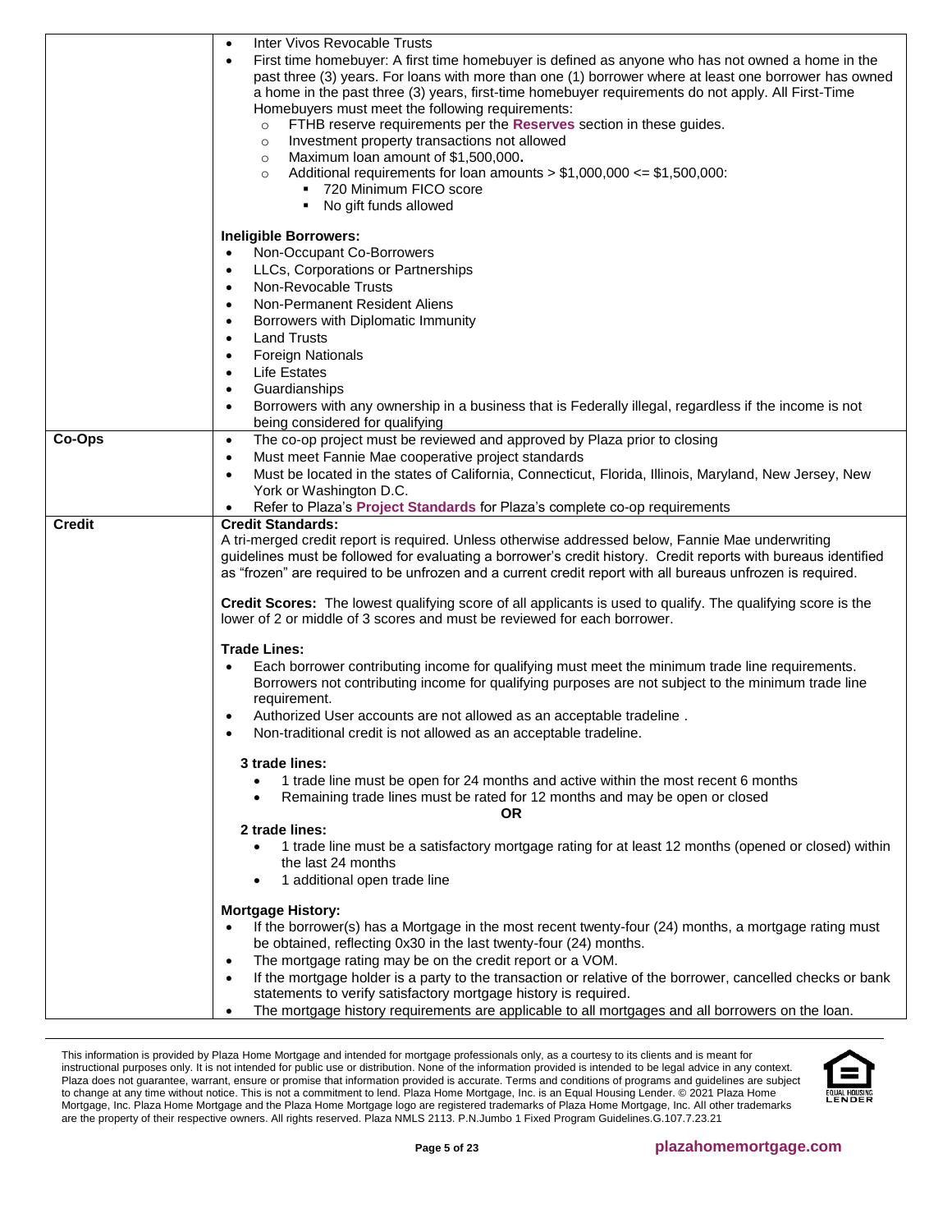| | |
|---|---|
| | • Inter Vivos Revocable Trusts<br>• First time homebuyer: A first time homebuyer is defined as anyone who has not owned a home in the past three (3) years. For loans with more than one (1) borrower where at least one borrower has owned a home in the past three (3) years, first-time homebuyer requirements do not apply. All First-Time Homebuyers must meet the following requirements:<br>  ○ FTHB reserve requirements per the **Reserves** section in these guides.<br>  ○ Investment property transactions not allowed<br>  ○ Maximum loan amount of $1,500,000**.**<br>  ○ Additional requirements for loan amounts > $1,000,000 <= $1,500,000:<br>    ▪ 720 Minimum FICO score<br>    ▪ No gift funds allowed<br><br>**Ineligible Borrowers:**<br>• Non-Occupant Co-Borrowers<br>• LLCs, Corporations or Partnerships<br>• Non-Revocable Trusts<br>• Non-Permanent Resident Aliens<br>• Borrowers with Diplomatic Immunity<br>• Land Trusts<br>• Foreign Nationals<br>• Life Estates<br>• Guardianships<br>• Borrowers with any ownership in a business that is Federally illegal, regardless if the income is not being considered for qualifying |
| **Co-Ops** | • The co-op project must be reviewed and approved by Plaza prior to closing<br>• Must meet Fannie Mae cooperative project standards<br>• Must be located in the states of California, Connecticut, Florida, Illinois, Maryland, New Jersey, New York or Washington D.C.<br>• Refer to Plaza's **Project Standards** for Plaza's complete co-op requirements |
| **Credit** | **Credit Standards:**<br>A tri-merged credit report is required. Unless otherwise addressed below, Fannie Mae underwriting guidelines must be followed for evaluating a borrower's credit history. Credit reports with bureaus identified as "frozen" are required to be unfrozen and a current credit report with all bureaus unfrozen is required.<br><br>**Credit Scores:** The lowest qualifying score of all applicants is used to qualify. The qualifying score is the lower of 2 or middle of 3 scores and must be reviewed for each borrower.<br><br>**Trade Lines:**<br>• Each borrower contributing income for qualifying must meet the minimum trade line requirements. Borrowers not contributing income for qualifying purposes are not subject to the minimum trade line requirement.<br>• Authorized User accounts are not allowed as an acceptable tradeline .<br>• Non-traditional credit is not allowed as an acceptable tradeline.<br><br>**3 trade lines:**<br>  • 1 trade line must be open for 24 months and active within the most recent 6 months<br>  • Remaining trade lines must be rated for 12 months and may be open or closed<br>**OR**<br>**2 trade lines:**<br>  • 1 trade line must be a satisfactory mortgage rating for at least 12 months (opened or closed) within the last 24 months<br>  • 1 additional open trade line<br><br>**Mortgage History:**<br>• If the borrower(s) has a Mortgage in the most recent twenty-four (24) months, a mortgage rating must be obtained, reflecting 0x30 in the last twenty-four (24) months.<br>• The mortgage rating may be on the credit report or a VOM.<br>• If the mortgage holder is a party to the transaction or relative of the borrower, cancelled checks or bank statements to verify satisfactory mortgage history is required.<br>• The mortgage history requirements are applicable to all mortgages and all borrowers on the loan. |

This information is provided by Plaza Home Mortgage and intended for mortgage professionals only, as a courtesy to its clients and is meant for instructional purposes only. It is not intended for public use or distribution. None of the information provided is intended to be legal advice in any context. Plaza does not guarantee, warrant, ensure or promise that information provided is accurate. Terms and conditions of programs and guidelines are subject to change at any time without notice. This is not a commitment to lend. Plaza Home Mortgage, Inc. is an Equal Housing Lender. © 2021 Plaza Home Mortgage, Inc. Plaza Home Mortgage and the Plaza Home Mortgage logo are registered trademarks of Plaza Home Mortgage, Inc. All other trademarks are the property of their respective owners. All rights reserved. Plaza NMLS 2113. P.N.Jumbo 1 Fixed Program Guidelines.G.107.7.23.21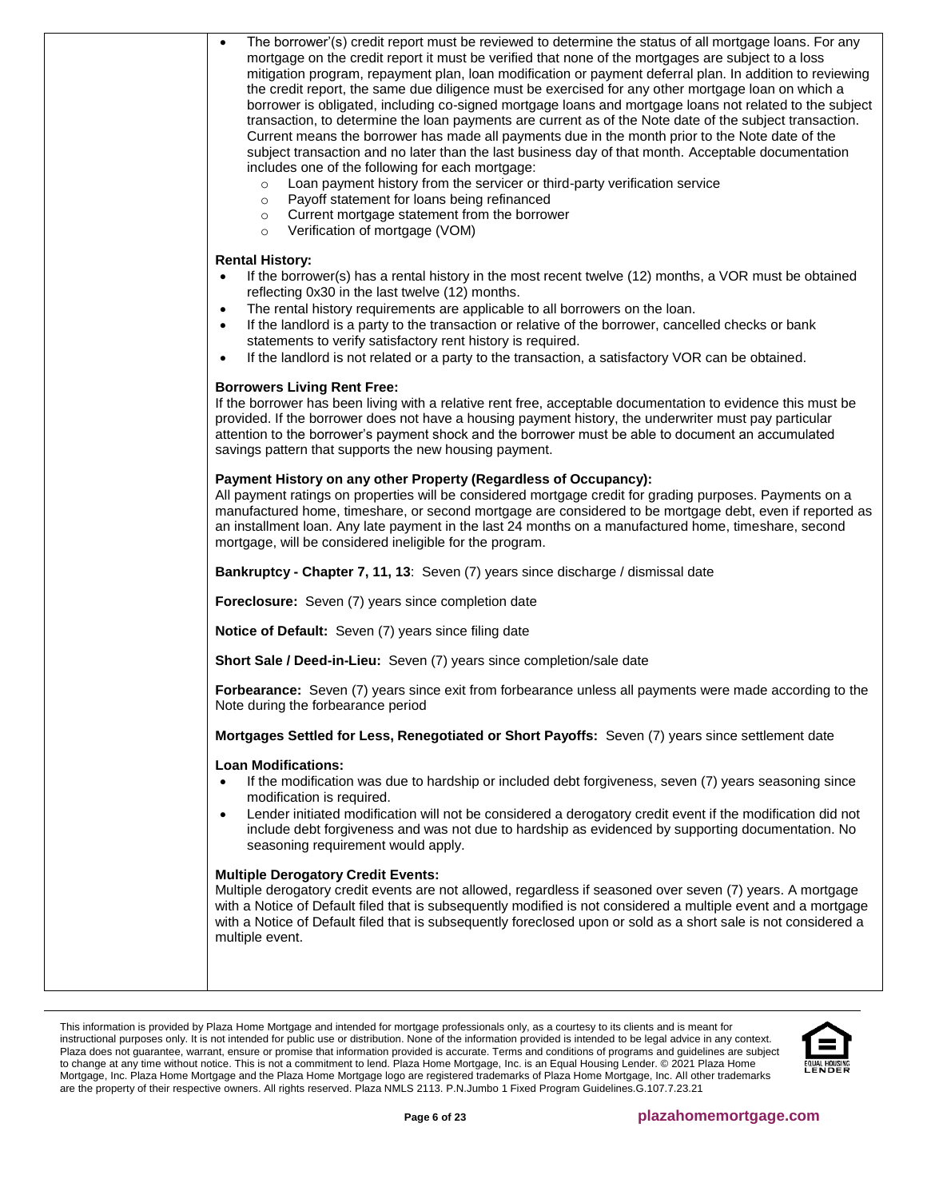- The borrower'(s) credit report must be reviewed to determine the status of all mortgage loans. For any mortgage on the credit report it must be verified that none of the mortgages are subject to a loss mitigation program, repayment plan, loan modification or payment deferral plan. In addition to reviewing the credit report, the same due diligence must be exercised for any other mortgage loan on which a borrower is obligated, including co-signed mortgage loans and mortgage loans not related to the subject transaction, to determine the loan payments are current as of the Note date of the subject transaction. Current means the borrower has made all payments due in the month prior to the Note date of the subject transaction and no later than the last business day of that month. Acceptable documentation includes one of the following for each mortgage:
  - Loan payment history from the servicer or third-party verification service
  - Payoff statement for loans being refinanced
  - Current mortgage statement from the borrower
  - Verification of mortgage (VOM)

**Rental History:**

- If the borrower(s) has a rental history in the most recent twelve (12) months, a VOR must be obtained reflecting 0x30 in the last twelve (12) months.
- The rental history requirements are applicable to all borrowers on the loan.
- If the landlord is a party to the transaction or relative of the borrower, cancelled checks or bank statements to verify satisfactory rent history is required.
- If the landlord is not related or a party to the transaction, a satisfactory VOR can be obtained.

**Borrowers Living Rent Free:**

If the borrower has been living with a relative rent free, acceptable documentation to evidence this must be provided. If the borrower does not have a housing payment history, the underwriter must pay particular attention to the borrower's payment shock and the borrower must be able to document an accumulated savings pattern that supports the new housing payment.

**Payment History on any other Property (Regardless of Occupancy):**

All payment ratings on properties will be considered mortgage credit for grading purposes. Payments on a manufactured home, timeshare, or second mortgage are considered to be mortgage debt, even if reported as an installment loan. Any late payment in the last 24 months on a manufactured home, timeshare, second mortgage, will be considered ineligible for the program.

**Bankruptcy - Chapter 7, 11, 13**: Seven (7) years since discharge / dismissal date

**Foreclosure:** Seven (7) years since completion date

**Notice of Default:** Seven (7) years since filing date

**Short Sale / Deed-in-Lieu:** Seven (7) years since completion/sale date

**Forbearance:** Seven (7) years since exit from forbearance unless all payments were made according to the Note during the forbearance period

**Mortgages Settled for Less, Renegotiated or Short Payoffs:** Seven (7) years since settlement date

**Loan Modifications:**

- If the modification was due to hardship or included debt forgiveness, seven (7) years seasoning since modification is required.
- Lender initiated modification will not be considered a derogatory credit event if the modification did not include debt forgiveness and was not due to hardship as evidenced by supporting documentation. No seasoning requirement would apply.

**Multiple Derogatory Credit Events:**

Multiple derogatory credit events are not allowed, regardless if seasoned over seven (7) years. A mortgage with a Notice of Default filed that is subsequently modified is not considered a multiple event and a mortgage with a Notice of Default filed that is subsequently foreclosed upon or sold as a short sale is not considered a multiple event.

This information is provided by Plaza Home Mortgage and intended for mortgage professionals only, as a courtesy to its clients and is meant for instructional purposes only. It is not intended for public use or distribution. None of the information provided is intended to be legal advice in any context. Plaza does not guarantee, warrant, ensure or promise that information provided is accurate. Terms and conditions of programs and guidelines are subject to change at any time without notice. This is not a commitment to lend. Plaza Home Mortgage, Inc. is an Equal Housing Lender. © 2021 Plaza Home Mortgage, Inc. Plaza Home Mortgage and the Plaza Home Mortgage logo are registered trademarks of Plaza Home Mortgage, Inc. All other trademarks are the property of their respective owners. All rights reserved. Plaza NMLS 2113. P.N.Jumbo 1 Fixed Program Guidelines.G.107.7.23.21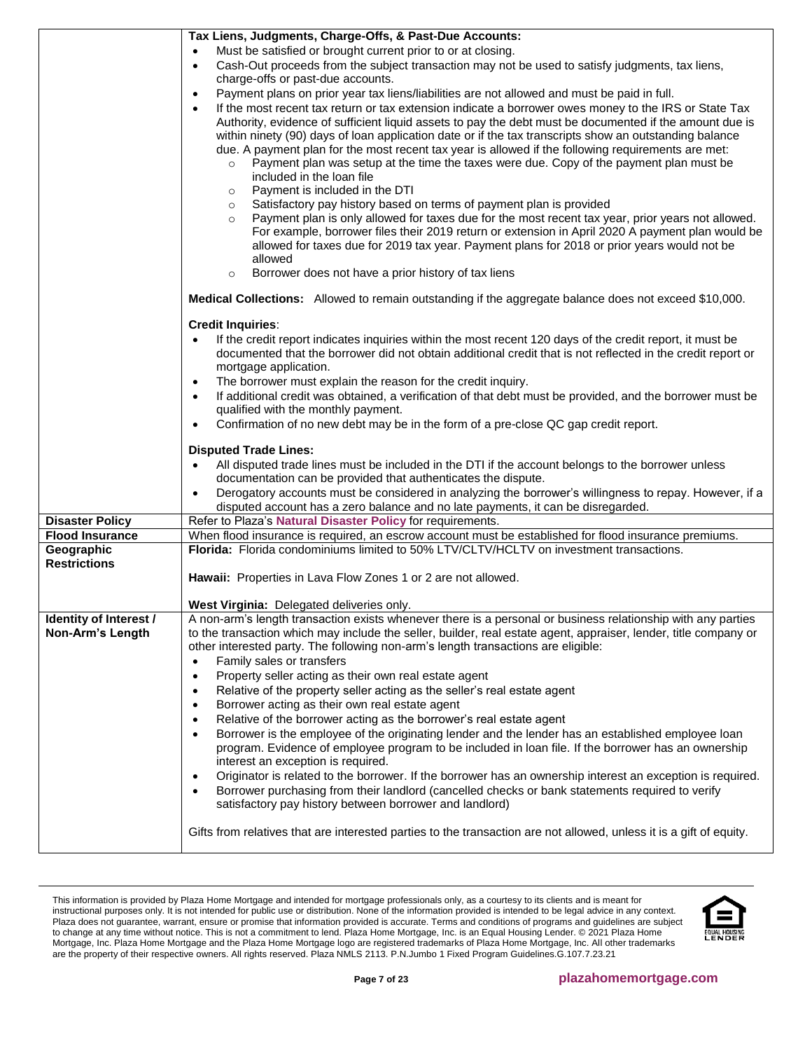| | |
|---|---|
| | **Tax Liens, Judgments, Charge-Offs, & Past-Due Accounts:**<br>• Must be satisfied or brought current prior to or at closing.<br>• Cash-Out proceeds from the subject transaction may not be used to satisfy judgments, tax liens, charge-offs or past-due accounts.<br>• Payment plans on prior year tax liens/liabilities are not allowed and must be paid in full.<br>• If the most recent tax return or tax extension indicate a borrower owes money to the IRS or State Tax Authority, evidence of sufficient liquid assets to pay the debt must be documented if the amount due is within ninety (90) days of loan application date or if the tax transcripts show an outstanding balance due. A payment plan for the most recent tax year is allowed if the following requirements are met:<br>  ○ Payment plan was setup at the time the taxes were due. Copy of the payment plan must be included in the loan file<br>  ○ Payment is included in the DTI<br>  ○ Satisfactory pay history based on terms of payment plan is provided<br>  ○ Payment plan is only allowed for taxes due for the most recent tax year, prior years not allowed. For example, borrower files their 2019 return or extension in April 2020 A payment plan would be allowed for taxes due for 2019 tax year. Payment plans for 2018 or prior years would not be allowed<br>  ○ Borrower does not have a prior history of tax liens<br><br>**Medical Collections:** Allowed to remain outstanding if the aggregate balance does not exceed $10,000.<br><br>**Credit Inquiries**:<br>• If the credit report indicates inquiries within the most recent 120 days of the credit report, it must be documented that the borrower did not obtain additional credit that is not reflected in the credit report or mortgage application.<br>• The borrower must explain the reason for the credit inquiry.<br>• If additional credit was obtained, a verification of that debt must be provided, and the borrower must be qualified with the monthly payment.<br>• Confirmation of no new debt may be in the form of a pre-close QC gap credit report.<br><br>**Disputed Trade Lines:**<br>• All disputed trade lines must be included in the DTI if the account belongs to the borrower unless documentation can be provided that authenticates the dispute.<br>• Derogatory accounts must be considered in analyzing the borrower's willingness to repay. However, if a disputed account has a zero balance and no late payments, it can be disregarded. |
| **Disaster Policy** | Refer to Plaza's **Natural Disaster Policy** for requirements. |
| **Flood Insurance** | When flood insurance is required, an escrow account must be established for flood insurance premiums. |
| **Geographic Restrictions** | **Florida:** Florida condominiums limited to 50% LTV/CLTV/HCLTV on investment transactions.<br><br>**Hawaii:** Properties in Lava Flow Zones 1 or 2 are not allowed.<br><br>**West Virginia:** Delegated deliveries only. |
| **Identity of Interest / Non-Arm's Length** | A non-arm's length transaction exists whenever there is a personal or business relationship with any parties to the transaction which may include the seller, builder, real estate agent, appraiser, lender, title company or other interested party. The following non-arm's length transactions are eligible:<br>• Family sales or transfers<br>• Property seller acting as their own real estate agent<br>• Relative of the property seller acting as the seller's real estate agent<br>• Borrower acting as their own real estate agent<br>• Relative of the borrower acting as the borrower's real estate agent<br>• Borrower is the employee of the originating lender and the lender has an established employee loan program. Evidence of employee program to be included in loan file. If the borrower has an ownership interest an exception is required.<br>• Originator is related to the borrower. If the borrower has an ownership interest an exception is required.<br>• Borrower purchasing from their landlord (cancelled checks or bank statements required to verify satisfactory pay history between borrower and landlord)<br><br>Gifts from relatives that are interested parties to the transaction are not allowed, unless it is a gift of equity. |

This information is provided by Plaza Home Mortgage and intended for mortgage professionals only, as a courtesy to its clients and is meant for instructional purposes only. It is not intended for public use or distribution. None of the information provided is intended to be legal advice in any context. Plaza does not guarantee, warrant, ensure or promise that information provided is accurate. Terms and conditions of programs and guidelines are subject to change at any time without notice. This is not a commitment to lend. Plaza Home Mortgage, Inc. is an Equal Housing Lender. © 2021 Plaza Home Mortgage, Inc. Plaza Home Mortgage and the Plaza Home Mortgage logo are registered trademarks of Plaza Home Mortgage, Inc. All other trademarks are the property of their respective owners. All rights reserved. Plaza NMLS 2113. P.N.Jumbo 1 Fixed Program Guidelines.G.107.7.23.21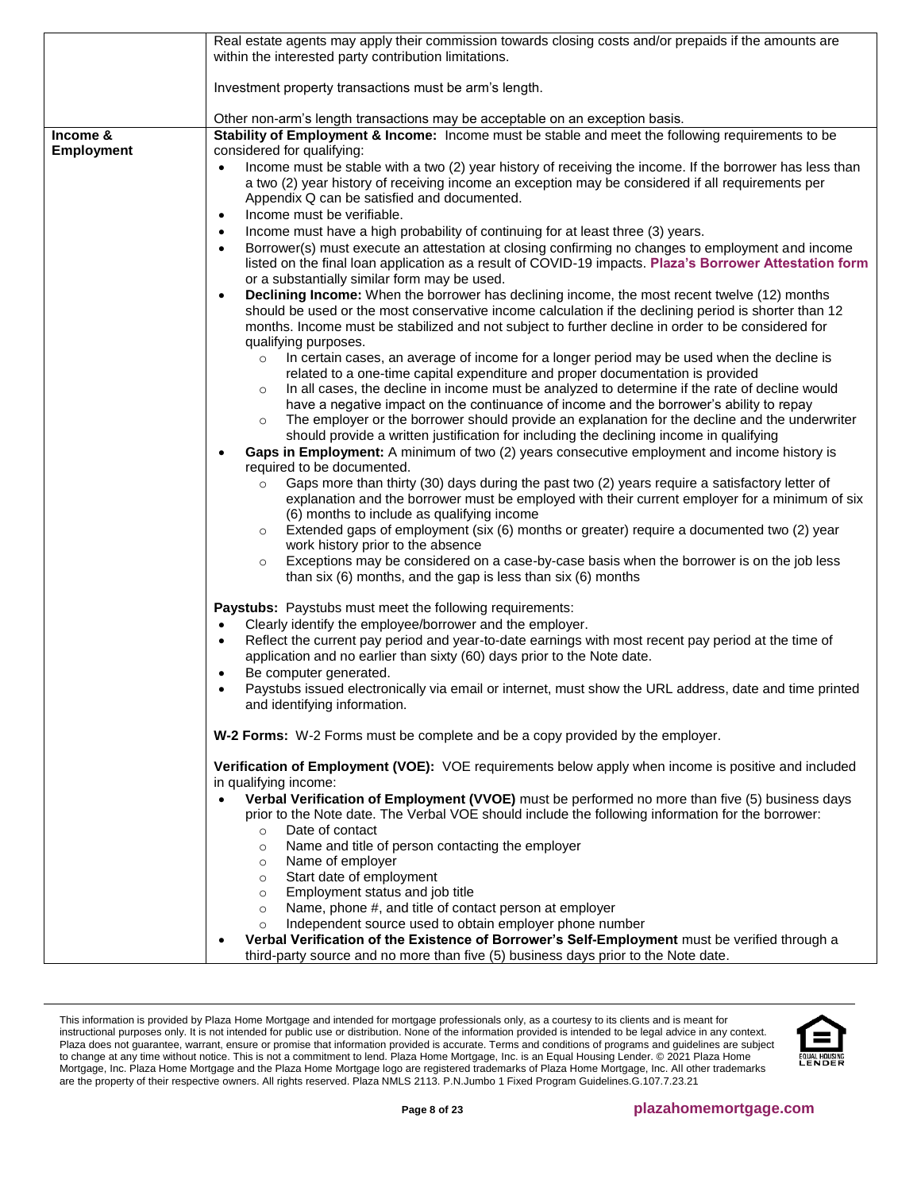| | |
|---|---|
| | Real estate agents may apply their commission towards closing costs and/or prepaids if the amounts are within the interested party contribution limitations.<br><br>Investment property transactions must be arm's length.<br><br>Other non-arm's length transactions may be acceptable on an exception basis. |
| **Income & Employment** | **Stability of Employment & Income:** Income must be stable and meet the following requirements to be considered for qualifying:<br>• Income must be stable with a two (2) year history of receiving the income. If the borrower has less than a two (2) year history of receiving income an exception may be considered if all requirements per Appendix Q can be satisfied and documented.<br>• Income must be verifiable.<br>• Income must have a high probability of continuing for at least three (3) years.<br>• Borrower(s) must execute an attestation at closing confirming no changes to employment and income listed on the final loan application as a result of COVID-19 impacts. **Plaza's Borrower Attestation form** or a substantially similar form may be used.<br>• **Declining Income:** When the borrower has declining income, the most recent twelve (12) months should be used or the most conservative income calculation if the declining period is shorter than 12 months. Income must be stabilized and not subject to further decline in order to be considered for qualifying purposes.<br>  ○ In certain cases, an average of income for a longer period may be used when the decline is related to a one-time capital expenditure and proper documentation is provided<br>  ○ In all cases, the decline in income must be analyzed to determine if the rate of decline would have a negative impact on the continuance of income and the borrower's ability to repay<br>  ○ The employer or the borrower should provide an explanation for the decline and the underwriter should provide a written justification for including the declining income in qualifying<br>• **Gaps in Employment:** A minimum of two (2) years consecutive employment and income history is required to be documented.<br>  ○ Gaps more than thirty (30) days during the past two (2) years require a satisfactory letter of explanation and the borrower must be employed with their current employer for a minimum of six (6) months to include as qualifying income<br>  ○ Extended gaps of employment (six (6) months or greater) require a documented two (2) year work history prior to the absence<br>  ○ Exceptions may be considered on a case-by-case basis when the borrower is on the job less than six (6) months, and the gap is less than six (6) months<br><br>**Paystubs:** Paystubs must meet the following requirements:<br>• Clearly identify the employee/borrower and the employer.<br>• Reflect the current pay period and year-to-date earnings with most recent pay period at the time of application and no earlier than sixty (60) days prior to the Note date.<br>• Be computer generated.<br>• Paystubs issued electronically via email or internet, must show the URL address, date and time printed and identifying information.<br><br>**W-2 Forms:** W-2 Forms must be complete and be a copy provided by the employer.<br><br>**Verification of Employment (VOE):** VOE requirements below apply when income is positive and included in qualifying income:<br>• **Verbal Verification of Employment (VVOE)** must be performed no more than five (5) business days prior to the Note date. The Verbal VOE should include the following information for the borrower:<br>  ○ Date of contact<br>  ○ Name and title of person contacting the employer<br>  ○ Name of employer<br>  ○ Start date of employment<br>  ○ Employment status and job title<br>  ○ Name, phone #, and title of contact person at employer<br>  ○ Independent source used to obtain employer phone number<br>• **Verbal Verification of the Existence of Borrower's Self-Employment** must be verified through a third-party source and no more than five (5) business days prior to the Note date. |

This information is provided by Plaza Home Mortgage and intended for mortgage professionals only, as a courtesy to its clients and is meant for instructional purposes only. It is not intended for public use or distribution. None of the information provided is intended to be legal advice in any context. Plaza does not guarantee, warrant, ensure or promise that information provided is accurate. Terms and conditions of programs and guidelines are subject to change at any time without notice. This is not a commitment to lend. Plaza Home Mortgage, Inc. is an Equal Housing Lender. © 2021 Plaza Home Mortgage, Inc. Plaza Home Mortgage and the Plaza Home Mortgage logo are registered trademarks of Plaza Home Mortgage, Inc. All other trademarks are the property of their respective owners. All rights reserved. Plaza NMLS 2113. P.N.Jumbo 1 Fixed Program Guidelines.G.107.7.23.21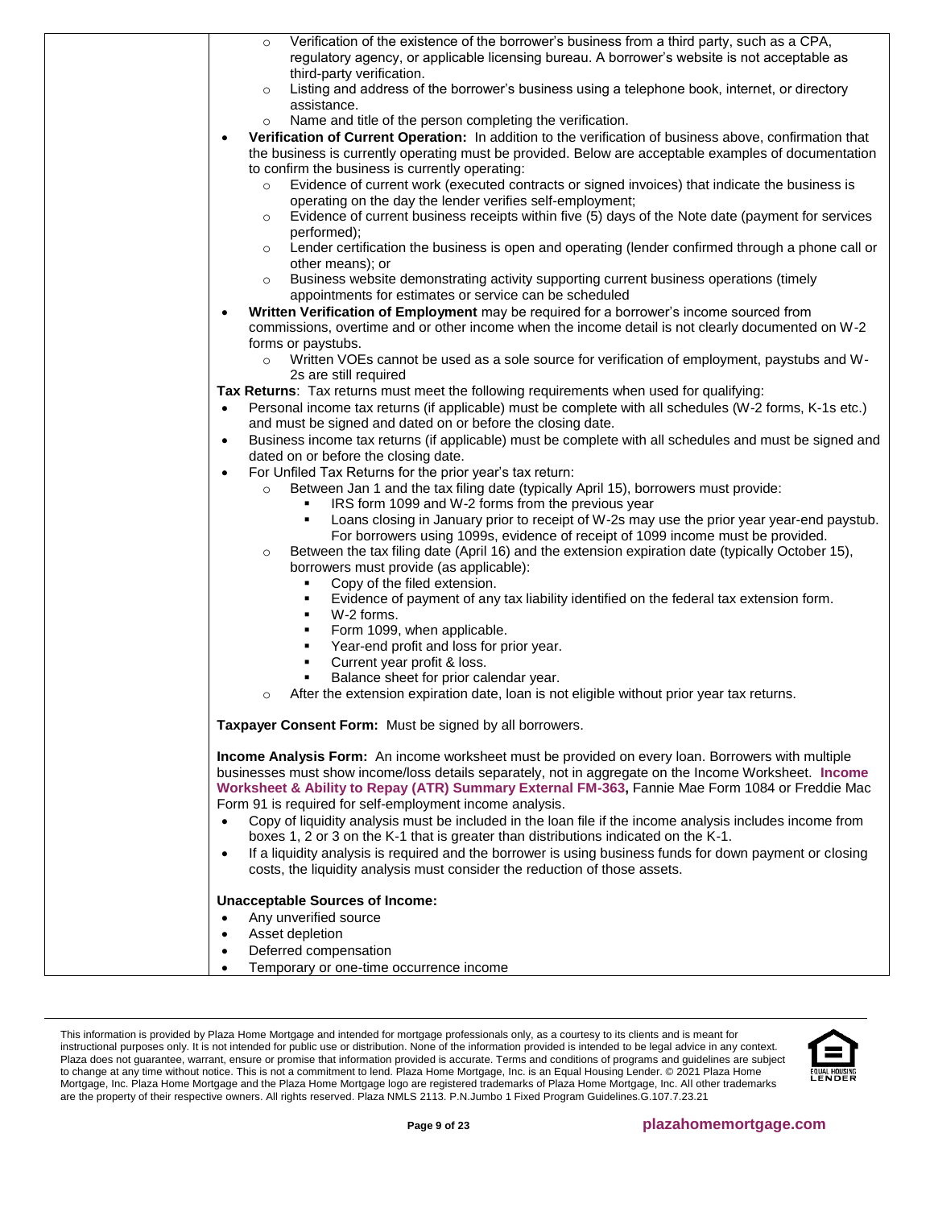- Verification of the existence of the borrower's business from a third party, such as a CPA, regulatory agency, or applicable licensing bureau. A borrower's website is not acceptable as third-party verification.
  - Listing and address of the borrower's business using a telephone book, internet, or directory assistance.
  - Name and title of the person completing the verification.
- **Verification of Current Operation:** In addition to the verification of business above, confirmation that the business is currently operating must be provided. Below are acceptable examples of documentation to confirm the business is currently operating:
  - Evidence of current work (executed contracts or signed invoices) that indicate the business is operating on the day the lender verifies self-employment;
  - Evidence of current business receipts within five (5) days of the Note date (payment for services performed);
  - Lender certification the business is open and operating (lender confirmed through a phone call or other means); or
  - Business website demonstrating activity supporting current business operations (timely appointments for estimates or service can be scheduled
- **Written Verification of Employment** may be required for a borrower's income sourced from commissions, overtime and or other income when the income detail is not clearly documented on W-2 forms or paystubs.
  - Written VOEs cannot be used as a sole source for verification of employment, paystubs and W-2s are still required

**Tax Returns**: Tax returns must meet the following requirements when used for qualifying:

- Personal income tax returns (if applicable) must be complete with all schedules (W-2 forms, K-1s etc.) and must be signed and dated on or before the closing date.
- Business income tax returns (if applicable) must be complete with all schedules and must be signed and dated on or before the closing date.
- For Unfiled Tax Returns for the prior year's tax return:
  - Between Jan 1 and the tax filing date (typically April 15), borrowers must provide:
    - IRS form 1099 and W-2 forms from the previous year
    - Loans closing in January prior to receipt of W-2s may use the prior year year-end paystub. For borrowers using 1099s, evidence of receipt of 1099 income must be provided.
  - Between the tax filing date (April 16) and the extension expiration date (typically October 15), borrowers must provide (as applicable):
    - Copy of the filed extension.
    - Evidence of payment of any tax liability identified on the federal tax extension form.
    - W-2 forms.
    - Form 1099, when applicable.
    - Year-end profit and loss for prior year.
    - Current year profit & loss.
    - Balance sheet for prior calendar year.
  - After the extension expiration date, loan is not eligible without prior year tax returns.

**Taxpayer Consent Form:** Must be signed by all borrowers.

**Income Analysis Form:** An income worksheet must be provided on every loan. Borrowers with multiple businesses must show income/loss details separately, not in aggregate on the Income Worksheet. **Income Worksheet & Ability to Repay (ATR) Summary External FM-363,** Fannie Mae Form 1084 or Freddie Mac Form 91 is required for self-employment income analysis.

- Copy of liquidity analysis must be included in the loan file if the income analysis includes income from boxes 1, 2 or 3 on the K-1 that is greater than distributions indicated on the K-1.
- If a liquidity analysis is required and the borrower is using business funds for down payment or closing costs, the liquidity analysis must consider the reduction of those assets.

**Unacceptable Sources of Income:**

- Any unverified source
- Asset depletion
- Deferred compensation
- Temporary or one-time occurrence income

This information is provided by Plaza Home Mortgage and intended for mortgage professionals only, as a courtesy to its clients and is meant for instructional purposes only. It is not intended for public use or distribution. None of the information provided is intended to be legal advice in any context. Plaza does not guarantee, warrant, ensure or promise that information provided is accurate. Terms and conditions of programs and guidelines are subject to change at any time without notice. This is not a commitment to lend. Plaza Home Mortgage, Inc. is an Equal Housing Lender. © 2021 Plaza Home Mortgage, Inc. Plaza Home Mortgage and the Plaza Home Mortgage logo are registered trademarks of Plaza Home Mortgage, Inc. All other trademarks are the property of their respective owners. All rights reserved. Plaza NMLS 2113. P.N.Jumbo 1 Fixed Program Guidelines.G.107.7.23.21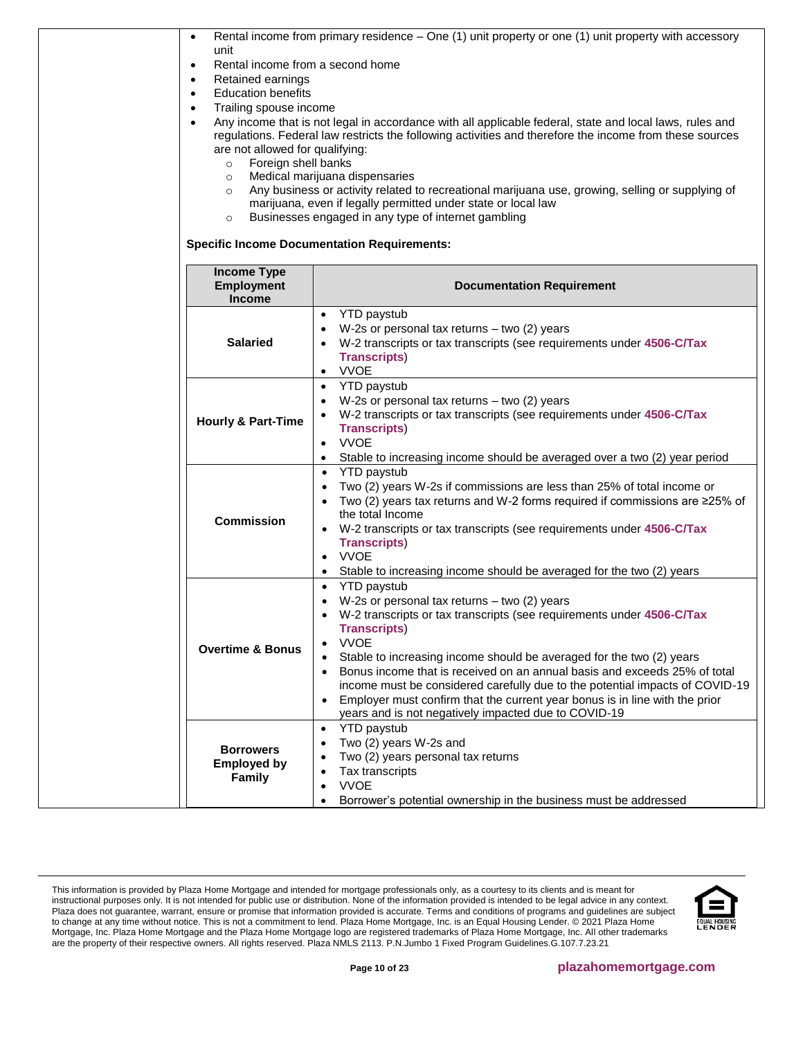- Rental income from primary residence – One (1) unit property or one (1) unit property with accessory unit
- Rental income from a second home
- Retained earnings
- Education benefits
- Trailing spouse income
- Any income that is not legal in accordance with all applicable federal, state and local laws, rules and regulations. Federal law restricts the following activities and therefore the income from these sources are not allowed for qualifying:
  - Foreign shell banks
  - Medical marijuana dispensaries
  - Any business or activity related to recreational marijuana use, growing, selling or supplying of marijuana, even if legally permitted under state or local law
  - Businesses engaged in any type of internet gambling

**Specific Income Documentation Requirements:**

| Income Type Employment Income | Documentation Requirement |
|---|---|
| **Salaried** | • YTD paystub<br>• W-2s or personal tax returns – two (2) years<br>• W-2 transcripts or tax transcripts (see requirements under **4506-C/Tax Transcripts**)<br>• VVOE |
| **Hourly & Part-Time** | • YTD paystub<br>• W-2s or personal tax returns – two (2) years<br>• W-2 transcripts or tax transcripts (see requirements under **4506-C/Tax Transcripts**)<br>• VVOE<br>• Stable to increasing income should be averaged over a two (2) year period |
| **Commission** | • YTD paystub<br>• Two (2) years W-2s if commissions are less than 25% of total income or<br>• Two (2) years tax returns and W-2 forms required if commissions are ≥25% of the total Income<br>• W-2 transcripts or tax transcripts (see requirements under **4506-C/Tax Transcripts**)<br>• VVOE<br>• Stable to increasing income should be averaged for the two (2) years |
| **Overtime & Bonus** | • YTD paystub<br>• W-2s or personal tax returns – two (2) years<br>• W-2 transcripts or tax transcripts (see requirements under **4506-C/Tax Transcripts**)<br>• VVOE<br>• Stable to increasing income should be averaged for the two (2) years<br>• Bonus income that is received on an annual basis and exceeds 25% of total income must be considered carefully due to the potential impacts of COVID-19<br>• Employer must confirm that the current year bonus is in line with the prior years and is not negatively impacted due to COVID-19 |
| **Borrowers Employed by Family** | • YTD paystub<br>• Two (2) years W-2s and<br>• Two (2) years personal tax returns<br>• Tax transcripts<br>• VVOE<br>• Borrower's potential ownership in the business must be addressed |

This information is provided by Plaza Home Mortgage and intended for mortgage professionals only, as a courtesy to its clients and is meant for instructional purposes only. It is not intended for public use or distribution. None of the information provided is intended to be legal advice in any context. Plaza does not guarantee, warrant, ensure or promise that information provided is accurate. Terms and conditions of programs and guidelines are subject to change at any time without notice. This is not a commitment to lend. Plaza Home Mortgage, Inc. is an Equal Housing Lender. © 2021 Plaza Home Mortgage, Inc. Plaza Home Mortgage and the Plaza Home Mortgage logo are registered trademarks of Plaza Home Mortgage, Inc. All other trademarks are the property of their respective owners. All rights reserved. Plaza NMLS 2113. P.N.Jumbo 1 Fixed Program Guidelines.G.107.7.23.21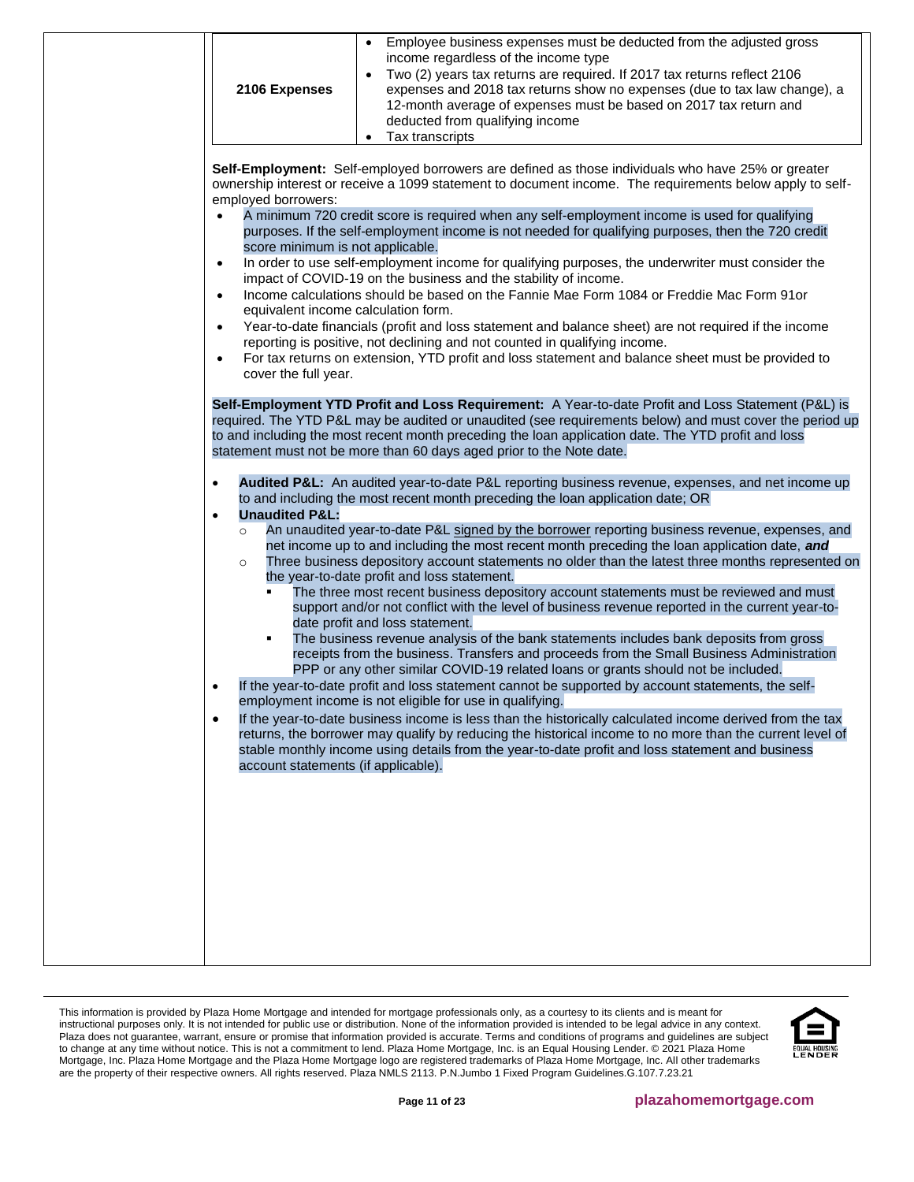| | |
|---|---|
| **2106 Expenses** | • Employee business expenses must be deducted from the adjusted gross income regardless of the income type<br>• Two (2) years tax returns are required. If 2017 tax returns reflect 2106 expenses and 2018 tax returns show no expenses (due to tax law change), a 12-month average of expenses must be based on 2017 tax return and deducted from qualifying income<br>• Tax transcripts |

**Self-Employment:** Self-employed borrowers are defined as those individuals who have 25% or greater ownership interest or receive a 1099 statement to document income. The requirements below apply to self-employed borrowers:

- A minimum 720 credit score is required when any self-employment income is used for qualifying purposes. If the self-employment income is not needed for qualifying purposes, then the 720 credit score minimum is not applicable.
- In order to use self-employment income for qualifying purposes, the underwriter must consider the impact of COVID-19 on the business and the stability of income.
- Income calculations should be based on the Fannie Mae Form 1084 or Freddie Mac Form 91or equivalent income calculation form.
- Year-to-date financials (profit and loss statement and balance sheet) are not required if the income reporting is positive, not declining and not counted in qualifying income.
- For tax returns on extension, YTD profit and loss statement and balance sheet must be provided to cover the full year.

**Self-Employment YTD Profit and Loss Requirement:** A Year-to-date Profit and Loss Statement (P&L) is required. The YTD P&L may be audited or unaudited (see requirements below) and must cover the period up to and including the most recent month preceding the loan application date. The YTD profit and loss statement must not be more than 60 days aged prior to the Note date.

- **Audited P&L:** An audited year-to-date P&L reporting business revenue, expenses, and net income up to and including the most recent month preceding the loan application date; OR
- **Unaudited P&L:**
  - An unaudited year-to-date P&L signed by the borrower reporting business revenue, expenses, and net income up to and including the most recent month preceding the loan application date, ***and***
  - Three business depository account statements no older than the latest three months represented on the year-to-date profit and loss statement.
    - The three most recent business depository account statements must be reviewed and must support and/or not conflict with the level of business revenue reported in the current year-to-date profit and loss statement.
    - The business revenue analysis of the bank statements includes bank deposits from gross receipts from the business. Transfers and proceeds from the Small Business Administration PPP or any other similar COVID-19 related loans or grants should not be included.
- If the year-to-date profit and loss statement cannot be supported by account statements, the self-employment income is not eligible for use in qualifying.
- If the year-to-date business income is less than the historically calculated income derived from the tax returns, the borrower may qualify by reducing the historical income to no more than the current level of stable monthly income using details from the year-to-date profit and loss statement and business account statements (if applicable).

This information is provided by Plaza Home Mortgage and intended for mortgage professionals only, as a courtesy to its clients and is meant for instructional purposes only. It is not intended for public use or distribution. None of the information provided is intended to be legal advice in any context. Plaza does not guarantee, warrant, ensure or promise that information provided is accurate. Terms and conditions of programs and guidelines are subject to change at any time without notice. This is not a commitment to lend. Plaza Home Mortgage, Inc. is an Equal Housing Lender. © 2021 Plaza Home Mortgage, Inc. Plaza Home Mortgage and the Plaza Home Mortgage logo are registered trademarks of Plaza Home Mortgage, Inc. All other trademarks are the property of their respective owners. All rights reserved. Plaza NMLS 2113. P.N.Jumbo 1 Fixed Program Guidelines.G.107.7.23.21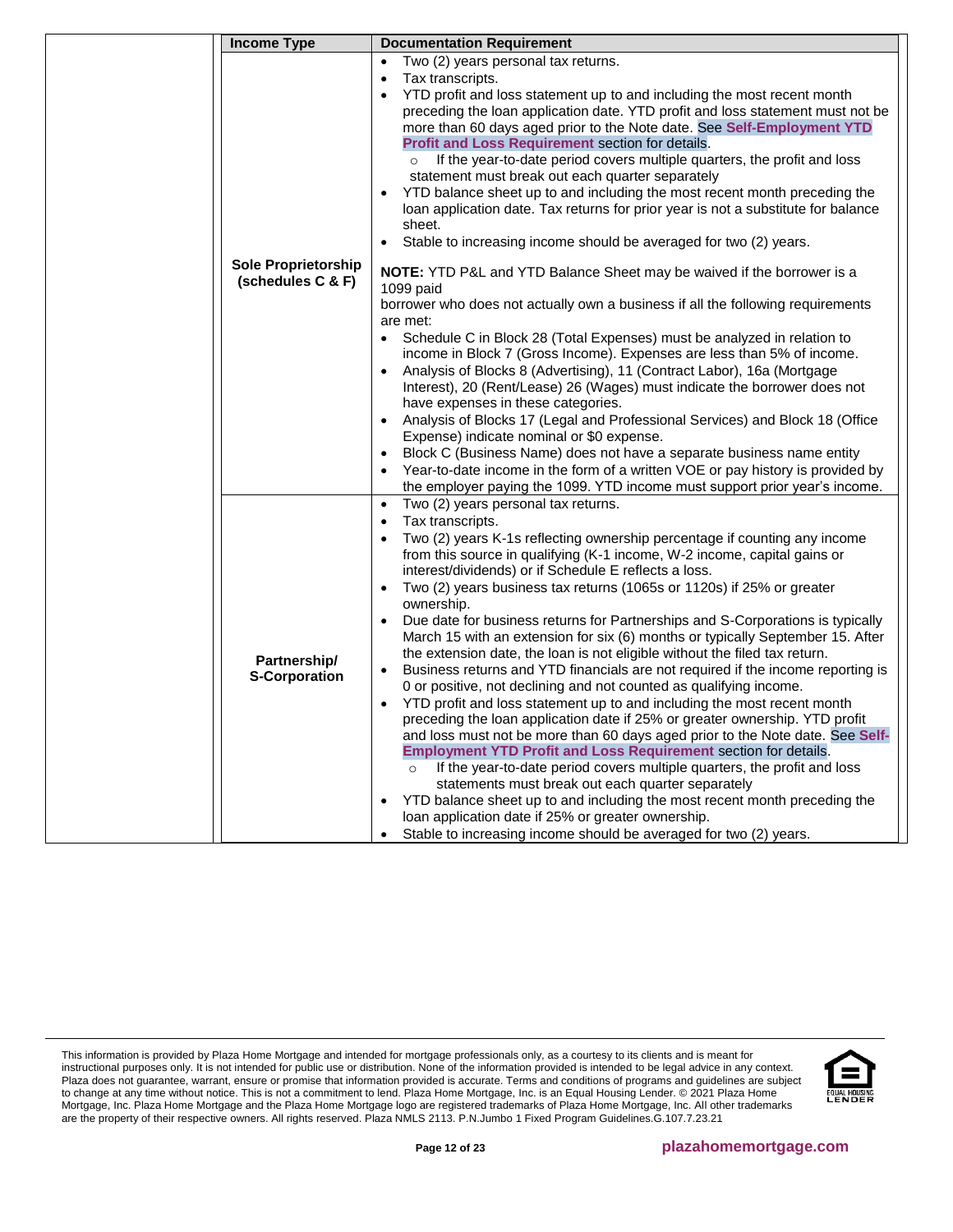| Income Type | Documentation Requirement |
|---|---|
| **Sole Proprietorship (schedules C & F)** | • Two (2) years personal tax returns.<br>• Tax transcripts.<br>• YTD profit and loss statement up to and including the most recent month preceding the loan application date. YTD profit and loss statement must not be more than 60 days aged prior to the Note date. See **Self-Employment YTD Profit and Loss Requirement** section for details.<br>&nbsp;&nbsp;&nbsp;○ If the year-to-date period covers multiple quarters, the profit and loss statement must break out each quarter separately<br>• YTD balance sheet up to and including the most recent month preceding the loan application date. Tax returns for prior year is not a substitute for balance sheet.<br>• Stable to increasing income should be averaged for two (2) years.<br><br>**NOTE:** YTD P&L and YTD Balance Sheet may be waived if the borrower is a 1099 paid borrower who does not actually own a business if all the following requirements are met:<br>• Schedule C in Block 28 (Total Expenses) must be analyzed in relation to income in Block 7 (Gross Income). Expenses are less than 5% of income.<br>• Analysis of Blocks 8 (Advertising), 11 (Contract Labor), 16a (Mortgage Interest), 20 (Rent/Lease) 26 (Wages) must indicate the borrower does not have expenses in these categories.<br>• Analysis of Blocks 17 (Legal and Professional Services) and Block 18 (Office Expense) indicate nominal or $0 expense.<br>• Block C (Business Name) does not have a separate business name entity<br>• Year-to-date income in the form of a written VOE or pay history is provided by the employer paying the 1099. YTD income must support prior year's income. |
| **Partnership/ S-Corporation** | • Two (2) years personal tax returns.<br>• Tax transcripts.<br>• Two (2) years K-1s reflecting ownership percentage if counting any income from this source in qualifying (K-1 income, W-2 income, capital gains or interest/dividends) or if Schedule E reflects a loss.<br>• Two (2) years business tax returns (1065s or 1120s) if 25% or greater ownership.<br>• Due date for business returns for Partnerships and S-Corporations is typically March 15 with an extension for six (6) months or typically September 15. After the extension date, the loan is not eligible without the filed tax return.<br>• Business returns and YTD financials are not required if the income reporting is 0 or positive, not declining and not counted as qualifying income.<br>• YTD profit and loss statement up to and including the most recent month preceding the loan application date if 25% or greater ownership. YTD profit and loss must not be more than 60 days aged prior to the Note date. See **Self-Employment YTD Profit and Loss Requirement** section for details.<br>&nbsp;&nbsp;&nbsp;○ If the year-to-date period covers multiple quarters, the profit and loss statements must break out each quarter separately<br>• YTD balance sheet up to and including the most recent month preceding the loan application date if 25% or greater ownership.<br>• Stable to increasing income should be averaged for two (2) years. |

This information is provided by Plaza Home Mortgage and intended for mortgage professionals only, as a courtesy to its clients and is meant for instructional purposes only. It is not intended for public use or distribution. None of the information provided is intended to be legal advice in any context. Plaza does not guarantee, warrant, ensure or promise that information provided is accurate. Terms and conditions of programs and guidelines are subject to change at any time without notice. This is not a commitment to lend. Plaza Home Mortgage, Inc. is an Equal Housing Lender. © 2021 Plaza Home Mortgage, Inc. Plaza Home Mortgage and the Plaza Home Mortgage logo are registered trademarks of Plaza Home Mortgage, Inc. All other trademarks are the property of their respective owners. All rights reserved. Plaza NMLS 2113. P.N.Jumbo 1 Fixed Program Guidelines.G.107.7.23.21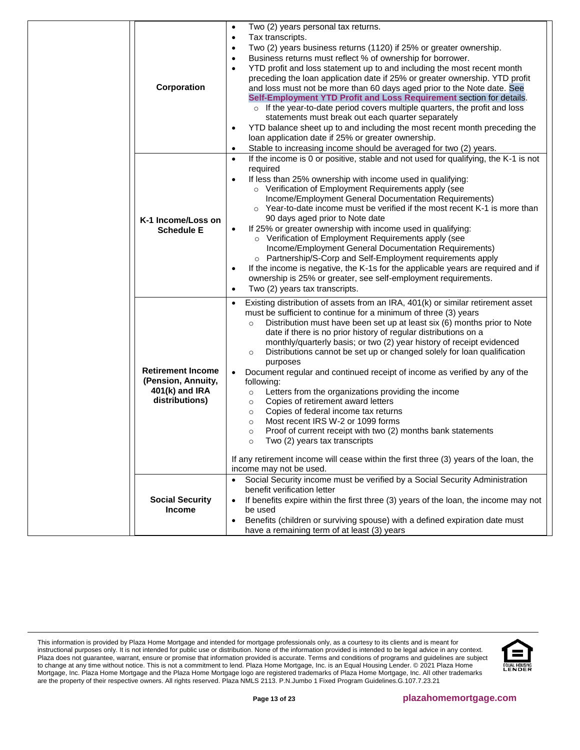| | | |
|---|---|---|
| | **Corporation** | • Two (2) years personal tax returns.<br>• Tax transcripts.<br>• Two (2) years business returns (1120) if 25% or greater ownership.<br>• Business returns must reflect % of ownership for borrower.<br>• YTD profit and loss statement up to and including the most recent month preceding the loan application date if 25% or greater ownership. YTD profit and loss must not be more than 60 days aged prior to the Note date. See **Self-Employment YTD Profit and Loss Requirement** section for details.<br>  ○ If the year-to-date period covers multiple quarters, the profit and loss statements must break out each quarter separately<br>• YTD balance sheet up to and including the most recent month preceding the loan application date if 25% or greater ownership.<br>• Stable to increasing income should be averaged for two (2) years. |
| | **K-1 Income/Loss on Schedule E** | • If the income is 0 or positive, stable and not used for qualifying, the K-1 is not required<br>• If less than 25% ownership with income used in qualifying:<br>  ○ Verification of Employment Requirements apply (see Income/Employment General Documentation Requirements)<br>  ○ Year-to-date income must be verified if the most recent K-1 is more than 90 days aged prior to Note date<br>• If 25% or greater ownership with income used in qualifying:<br>  ○ Verification of Employment Requirements apply (see Income/Employment General Documentation Requirements)<br>  ○ Partnership/S-Corp and Self-Employment requirements apply<br>• If the income is negative, the K-1s for the applicable years are required and if ownership is 25% or greater, see self-employment requirements.<br>• Two (2) years tax transcripts. |
| | **Retirement Income (Pension, Annuity, 401(k) and IRA distributions)** | • Existing distribution of assets from an IRA, 401(k) or similar retirement asset must be sufficient to continue for a minimum of three (3) years<br>  ○ Distribution must have been set up at least six (6) months prior to Note date if there is no prior history of regular distributions on a monthly/quarterly basis; or two (2) year history of receipt evidenced<br>  ○ Distributions cannot be set up or changed solely for loan qualification purposes<br>• Document regular and continued receipt of income as verified by any of the following:<br>  ○ Letters from the organizations providing the income<br>  ○ Copies of retirement award letters<br>  ○ Copies of federal income tax returns<br>  ○ Most recent IRS W-2 or 1099 forms<br>  ○ Proof of current receipt with two (2) months bank statements<br>  ○ Two (2) years tax transcripts<br><br>If any retirement income will cease within the first three (3) years of the loan, the income may not be used. |
| | **Social Security Income** | • Social Security income must be verified by a Social Security Administration benefit verification letter<br>• If benefits expire within the first three (3) years of the loan, the income may not be used<br>• Benefits (children or surviving spouse) with a defined expiration date must have a remaining term of at least (3) years |

This information is provided by Plaza Home Mortgage and intended for mortgage professionals only, as a courtesy to its clients and is meant for instructional purposes only. It is not intended for public use or distribution. None of the information provided is intended to be legal advice in any context. Plaza does not guarantee, warrant, ensure or promise that information provided is accurate. Terms and conditions of programs and guidelines are subject to change at any time without notice. This is not a commitment to lend. Plaza Home Mortgage, Inc. is an Equal Housing Lender. © 2021 Plaza Home Mortgage, Inc. Plaza Home Mortgage and the Plaza Home Mortgage logo are registered trademarks of Plaza Home Mortgage, Inc. All other trademarks are the property of their respective owners. All rights reserved. Plaza NMLS 2113. P.N.Jumbo 1 Fixed Program Guidelines.G.107.7.23.21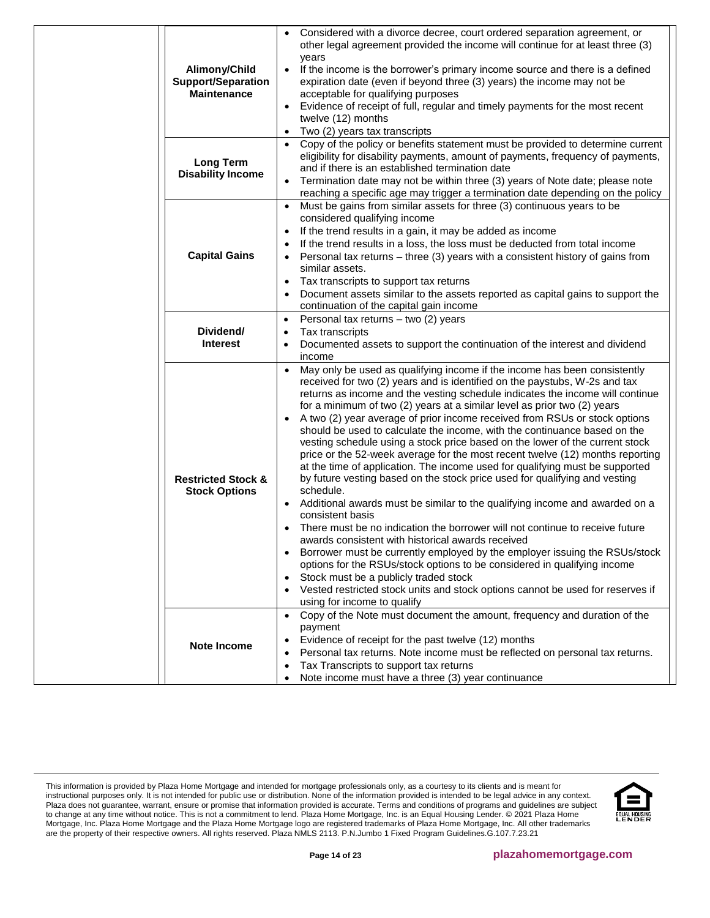| | Income Type | Requirements |
|---|---|---|
| | **Alimony/Child Support/Separation Maintenance** | • Considered with a divorce decree, court ordered separation agreement, or other legal agreement provided the income will continue for at least three (3) years<br>• If the income is the borrower's primary income source and there is a defined expiration date (even if beyond three (3) years) the income may not be acceptable for qualifying purposes<br>• Evidence of receipt of full, regular and timely payments for the most recent twelve (12) months<br>• Two (2) years tax transcripts |
| | **Long Term Disability Income** | • Copy of the policy or benefits statement must be provided to determine current eligibility for disability payments, amount of payments, frequency of payments, and if there is an established termination date<br>• Termination date may not be within three (3) years of Note date; please note reaching a specific age may trigger a termination date depending on the policy |
| | **Capital Gains** | • Must be gains from similar assets for three (3) continuous years to be considered qualifying income<br>• If the trend results in a gain, it may be added as income<br>• If the trend results in a loss, the loss must be deducted from total income<br>• Personal tax returns – three (3) years with a consistent history of gains from similar assets.<br>• Tax transcripts to support tax returns<br>• Document assets similar to the assets reported as capital gains to support the continuation of the capital gain income |
| | **Dividend/ Interest** | • Personal tax returns – two (2) years<br>• Tax transcripts<br>• Documented assets to support the continuation of the interest and dividend income |
| | **Restricted Stock & Stock Options** | • May only be used as qualifying income if the income has been consistently received for two (2) years and is identified on the paystubs, W-2s and tax returns as income and the vesting schedule indicates the income will continue for a minimum of two (2) years at a similar level as prior two (2) years<br>• A two (2) year average of prior income received from RSUs or stock options should be used to calculate the income, with the continuance based on the vesting schedule using a stock price based on the lower of the current stock price or the 52-week average for the most recent twelve (12) months reporting at the time of application. The income used for qualifying must be supported by future vesting based on the stock price used for qualifying and vesting schedule.<br>• Additional awards must be similar to the qualifying income and awarded on a consistent basis<br>• There must be no indication the borrower will not continue to receive future awards consistent with historical awards received<br>• Borrower must be currently employed by the employer issuing the RSUs/stock options for the RSUs/stock options to be considered in qualifying income<br>• Stock must be a publicly traded stock<br>• Vested restricted stock units and stock options cannot be used for reserves if using for income to qualify |
| | **Note Income** | • Copy of the Note must document the amount, frequency and duration of the payment<br>• Evidence of receipt for the past twelve (12) months<br>• Personal tax returns. Note income must be reflected on personal tax returns.<br>• Tax Transcripts to support tax returns<br>• Note income must have a three (3) year continuance |

This information is provided by Plaza Home Mortgage and intended for mortgage professionals only, as a courtesy to its clients and is meant for instructional purposes only. It is not intended for public use or distribution. None of the information provided is intended to be legal advice in any context. Plaza does not guarantee, warrant, ensure or promise that information provided is accurate. Terms and conditions of programs and guidelines are subject to change at any time without notice. This is not a commitment to lend. Plaza Home Mortgage, Inc. is an Equal Housing Lender. © 2021 Plaza Home Mortgage, Inc. Plaza Home Mortgage and the Plaza Home Mortgage logo are registered trademarks of Plaza Home Mortgage, Inc. All other trademarks are the property of their respective owners. All rights reserved. Plaza NMLS 2113. P.N.Jumbo 1 Fixed Program Guidelines.G.107.7.23.21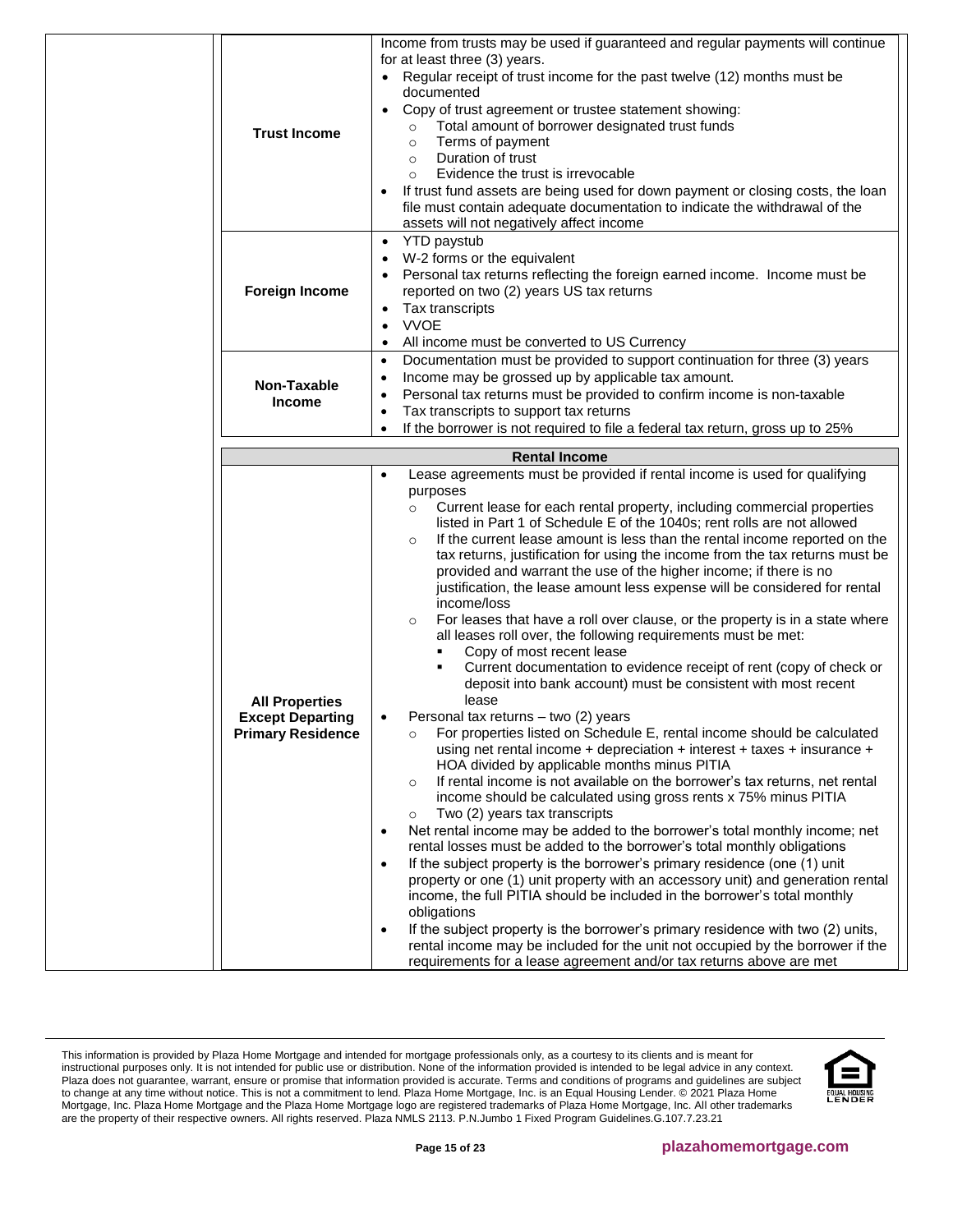| | |
|---|---|
| **Trust Income** | Income from trusts may be used if guaranteed and regular payments will continue for at least three (3) years.<br>• Regular receipt of trust income for the past twelve (12) months must be documented<br>• Copy of trust agreement or trustee statement showing:<br>  ○ Total amount of borrower designated trust funds<br>  ○ Terms of payment<br>  ○ Duration of trust<br>  ○ Evidence the trust is irrevocable<br>• If trust fund assets are being used for down payment or closing costs, the loan file must contain adequate documentation to indicate the withdrawal of the assets will not negatively affect income |
| **Foreign Income** | • YTD paystub<br>• W-2 forms or the equivalent<br>• Personal tax returns reflecting the foreign earned income. Income must be reported on two (2) years US tax returns<br>• Tax transcripts<br>• VVOE<br>• All income must be converted to US Currency |
| **Non-Taxable Income** | • Documentation must be provided to support continuation for three (3) years<br>• Income may be grossed up by applicable tax amount.<br>• Personal tax returns must be provided to confirm income is non-taxable<br>• Tax transcripts to support tax returns<br>• If the borrower is not required to file a federal tax return, gross up to 25% |

| **Rental Income** | |
|---|---|
| **All Properties Except Departing Primary Residence** | • Lease agreements must be provided if rental income is used for qualifying purposes<br>  ○ Current lease for each rental property, including commercial properties listed in Part 1 of Schedule E of the 1040s; rent rolls are not allowed<br>  ○ If the current lease amount is less than the rental income reported on the tax returns, justification for using the income from the tax returns must be provided and warrant the use of the higher income; if there is no justification, the lease amount less expense will be considered for rental income/loss<br>  ○ For leases that have a roll over clause, or the property is in a state where all leases roll over, the following requirements must be met:<br>    ▪ Copy of most recent lease<br>    ▪ Current documentation to evidence receipt of rent (copy of check or deposit into bank account) must be consistent with most recent lease<br>• Personal tax returns – two (2) years<br>  ○ For properties listed on Schedule E, rental income should be calculated using net rental income + depreciation + interest + taxes + insurance + HOA divided by applicable months minus PITIA<br>  ○ If rental income is not available on the borrower's tax returns, net rental income should be calculated using gross rents x 75% minus PITIA<br>  ○ Two (2) years tax transcripts<br>• Net rental income may be added to the borrower's total monthly income; net rental losses must be added to the borrower's total monthly obligations<br>• If the subject property is the borrower's primary residence (one (1) unit property or one (1) unit property with an accessory unit) and generation rental income, the full PITIA should be included in the borrower's total monthly obligations<br>• If the subject property is the borrower's primary residence with two (2) units, rental income may be included for the unit not occupied by the borrower if the requirements for a lease agreement and/or tax returns above are met |

This information is provided by Plaza Home Mortgage and intended for mortgage professionals only, as a courtesy to its clients and is meant for instructional purposes only. It is not intended for public use or distribution. None of the information provided is intended to be legal advice in any context. Plaza does not guarantee, warrant, ensure or promise that information provided is accurate. Terms and conditions of programs and guidelines are subject to change at any time without notice. This is not a commitment to lend. Plaza Home Mortgage, Inc. is an Equal Housing Lender. © 2021 Plaza Home Mortgage, Inc. Plaza Home Mortgage and the Plaza Home Mortgage logo are registered trademarks of Plaza Home Mortgage, Inc. All other trademarks are the property of their respective owners. All rights reserved. Plaza NMLS 2113. P.N.Jumbo 1 Fixed Program Guidelines.G.107.7.23.21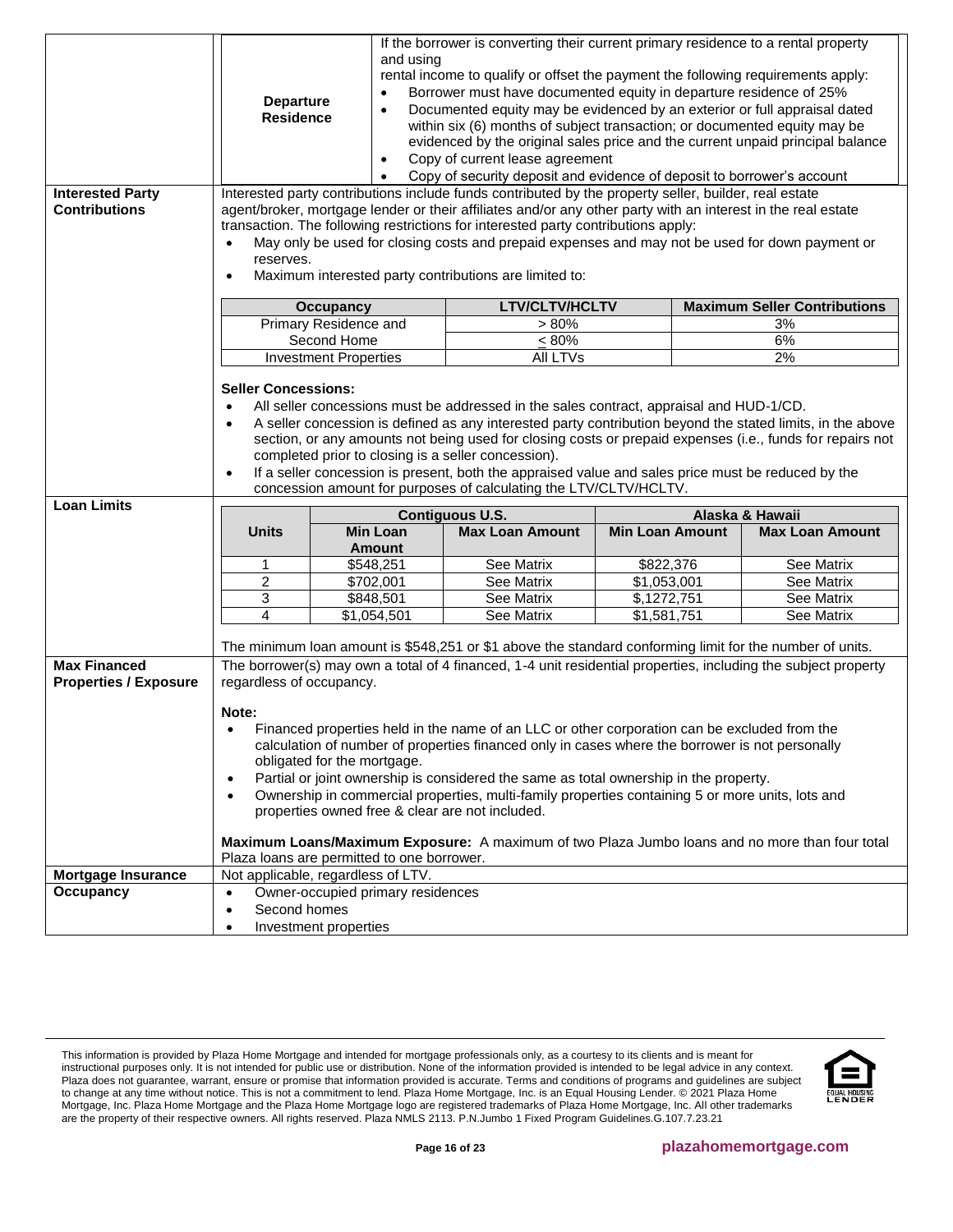| | |
|---|---|
| | **Departure Residence** — If the borrower is converting their current primary residence to a rental property and using rental income to qualify or offset the payment the following requirements apply:<br>• Borrower must have documented equity in departure residence of 25%<br>• Documented equity may be evidenced by an exterior or full appraisal dated within six (6) months of subject transaction; or documented equity may be evidenced by the original sales price and the current unpaid principal balance<br>• Copy of current lease agreement<br>• Copy of security deposit and evidence of deposit to borrower's account |
| **Interested Party Contributions** | Interested party contributions include funds contributed by the property seller, builder, real estate agent/broker, mortgage lender or their affiliates and/or any other party with an interest in the real estate transaction. The following restrictions for interested party contributions apply:<br>• May only be used for closing costs and prepaid expenses and may not be used for down payment or reserves.<br>• Maximum interested party contributions are limited to: |

| Occupancy | LTV/CLTV/HCLTV | Maximum Seller Contributions |
|---|---|---|
| Primary Residence and Second Home | > 80% | 3% |
| | ≤ 80% | 6% |
| Investment Properties | All LTVs | 2% |

**Seller Concessions:**

- All seller concessions must be addressed in the sales contract, appraisal and HUD-1/CD.
- A seller concession is defined as any interested party contribution beyond the stated limits, in the above section, or any amounts not being used for closing costs or prepaid expenses (i.e., funds for repairs not completed prior to closing is a seller concession).
- If a seller concession is present, both the appraised value and sales price must be reduced by the concession amount for purposes of calculating the LTV/CLTV/HCLTV.

**Loan Limits**

| | Contiguous U.S. | | Alaska & Hawaii | |
|---|---|---|---|---|
| **Units** | **Min Loan Amount** | **Max Loan Amount** | **Min Loan Amount** | **Max Loan Amount** |
| 1 | $548,251 | See Matrix | $822,376 | See Matrix |
| 2 | $702,001 | See Matrix | $1,053,001 | See Matrix |
| 3 | $848,501 | See Matrix | $1,272,751 | See Matrix |
| 4 | $1,054,501 | See Matrix | $1,581,751 | See Matrix |

The minimum loan amount is $548,251 or $1 above the standard conforming limit for the number of units.

**Max Financed Properties / Exposure**

The borrower(s) may own a total of 4 financed, 1-4 unit residential properties, including the subject property regardless of occupancy.

**Note:**

- Financed properties held in the name of an LLC or other corporation can be excluded from the calculation of number of properties financed only in cases where the borrower is not personally obligated for the mortgage.
- Partial or joint ownership is considered the same as total ownership in the property.
- Ownership in commercial properties, multi-family properties containing 5 or more units, lots and properties owned free & clear are not included.

**Maximum Loans/Maximum Exposure:** A maximum of two Plaza Jumbo loans and no more than four total Plaza loans are permitted to one borrower.

**Mortgage Insurance**

Not applicable, regardless of LTV.

**Occupancy**

- Owner-occupied primary residences
- Second homes
- Investment properties

This information is provided by Plaza Home Mortgage and intended for mortgage professionals only, as a courtesy to its clients and is meant for instructional purposes only. It is not intended for public use or distribution. None of the information provided is intended to be legal advice in any context. Plaza does not guarantee, warrant, ensure or promise that information provided is accurate. Terms and conditions of programs and guidelines are subject to change at any time without notice. This is not a commitment to lend. Plaza Home Mortgage, Inc. is an Equal Housing Lender. © 2021 Plaza Home Mortgage, Inc. Plaza Home Mortgage and the Plaza Home Mortgage logo are registered trademarks of Plaza Home Mortgage, Inc. All other trademarks are the property of their respective owners. All rights reserved. Plaza NMLS 2113. P.N.Jumbo 1 Fixed Program Guidelines.G.107.7.23.21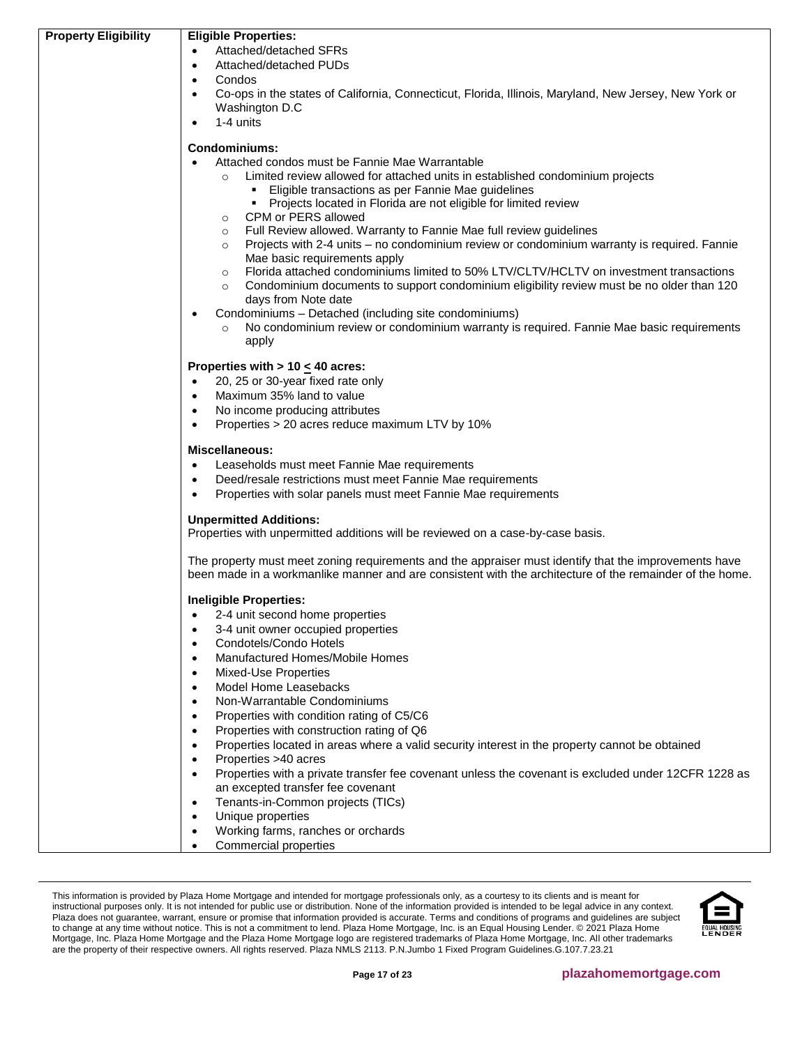| Property Eligibility | **Eligible Properties:**<br>• Attached/detached SFRs<br>• Attached/detached PUDs<br>• Condos<br>• Co-ops in the states of California, Connecticut, Florida, Illinois, Maryland, New Jersey, New York or Washington D.C<br>• 1-4 units<br><br>**Condominiums:**<br>• Attached condos must be Fannie Mae Warrantable<br>  ○ Limited review allowed for attached units in established condominium projects<br>    ▪ Eligible transactions as per Fannie Mae guidelines<br>    ▪ Projects located in Florida are not eligible for limited review<br>  ○ CPM or PERS allowed<br>  ○ Full Review allowed. Warranty to Fannie Mae full review guidelines<br>  ○ Projects with 2-4 units – no condominium review or condominium warranty is required. Fannie Mae basic requirements apply<br>  ○ Florida attached condominiums limited to 50% LTV/CLTV/HCLTV on investment transactions<br>  ○ Condominium documents to support condominium eligibility review must be no older than 120 days from Note date<br>• Condominiums – Detached (including site condominiums)<br>  ○ No condominium review or condominium warranty is required. Fannie Mae basic requirements apply<br><br>**Properties with > 10 ≤ 40 acres:**<br>• 20, 25 or 30-year fixed rate only<br>• Maximum 35% land to value<br>• No income producing attributes<br>• Properties > 20 acres reduce maximum LTV by 10%<br><br>**Miscellaneous:**<br>• Leaseholds must meet Fannie Mae requirements<br>• Deed/resale restrictions must meet Fannie Mae requirements<br>• Properties with solar panels must meet Fannie Mae requirements<br><br>**Unpermitted Additions:**<br>Properties with unpermitted additions will be reviewed on a case-by-case basis.<br><br>The property must meet zoning requirements and the appraiser must identify that the improvements have been made in a workmanlike manner and are consistent with the architecture of the remainder of the home.<br><br>**Ineligible Properties:**<br>• 2-4 unit second home properties<br>• 3-4 unit owner occupied properties<br>• Condotels/Condo Hotels<br>• Manufactured Homes/Mobile Homes<br>• Mixed-Use Properties<br>• Model Home Leasebacks<br>• Non-Warrantable Condominiums<br>• Properties with condition rating of C5/C6<br>• Properties with construction rating of Q6<br>• Properties located in areas where a valid security interest in the property cannot be obtained<br>• Properties >40 acres<br>• Properties with a private transfer fee covenant unless the covenant is excluded under 12CFR 1228 as an excepted transfer fee covenant<br>• Tenants-in-Common projects (TICs)<br>• Unique properties<br>• Working farms, ranches or orchards<br>• Commercial properties |
|---|---|

This information is provided by Plaza Home Mortgage and intended for mortgage professionals only, as a courtesy to its clients and is meant for instructional purposes only. It is not intended for public use or distribution. None of the information provided is intended to be legal advice in any context. Plaza does not guarantee, warrant, ensure or promise that information provided is accurate. Terms and conditions of programs and guidelines are subject to change at any time without notice. This is not a commitment to lend. Plaza Home Mortgage, Inc. is an Equal Housing Lender. © 2021 Plaza Home Mortgage, Inc. Plaza Home Mortgage and the Plaza Home Mortgage logo are registered trademarks of Plaza Home Mortgage, Inc. All other trademarks are the property of their respective owners. All rights reserved. Plaza NMLS 2113. P.N.Jumbo 1 Fixed Program Guidelines.G.107.7.23.21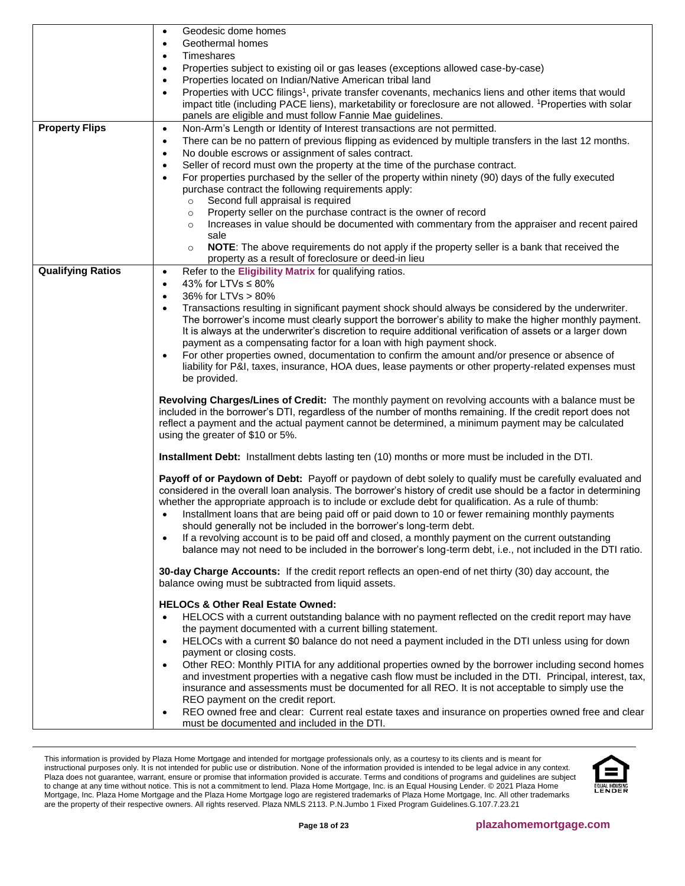| | |
|---|---|
| | • Geodesic dome homes<br>• Geothermal homes<br>• Timeshares<br>• Properties subject to existing oil or gas leases (exceptions allowed case-by-case)<br>• Properties located on Indian/Native American tribal land<br>• Properties with UCC filings[1], private transfer covenants, mechanics liens and other items that would impact title (including PACE liens), marketability or foreclosure are not allowed. [1]Properties with solar panels are eligible and must follow Fannie Mae guidelines. |
| **Property Flips** | • Non-Arm's Length or Identity of Interest transactions are not permitted.<br>• There can be no pattern of previous flipping as evidenced by multiple transfers in the last 12 months.<br>• No double escrows or assignment of sales contract.<br>• Seller of record must own the property at the time of the purchase contract.<br>• For properties purchased by the seller of the property within ninety (90) days of the fully executed purchase contract the following requirements apply:<br>  ○ Second full appraisal is required<br>  ○ Property seller on the purchase contract is the owner of record<br>  ○ Increases in value should be documented with commentary from the appraiser and recent paired sale<br>  ○ **NOTE**: The above requirements do not apply if the property seller is a bank that received the property as a result of foreclosure or deed-in lieu |
| **Qualifying Ratios** | • Refer to the **Eligibility Matrix** for qualifying ratios.<br>• 43% for LTVs ≤ 80%<br>• 36% for LTVs > 80%<br>• Transactions resulting in significant payment shock should always be considered by the underwriter. The borrower's income must clearly support the borrower's ability to make the higher monthly payment. It is always at the underwriter's discretion to require additional verification of assets or a larger down payment as a compensating factor for a loan with high payment shock.<br>• For other properties owned, documentation to confirm the amount and/or presence or absence of liability for P&I, taxes, insurance, HOA dues, lease payments or other property-related expenses must be provided.<br><br>**Revolving Charges/Lines of Credit:** The monthly payment on revolving accounts with a balance must be included in the borrower's DTI, regardless of the number of months remaining. If the credit report does not reflect a payment and the actual payment cannot be determined, a minimum payment may be calculated using the greater of $10 or 5%.<br><br>**Installment Debt:** Installment debts lasting ten (10) months or more must be included in the DTI.<br><br>**Payoff of or Paydown of Debt:** Payoff or paydown of debt solely to qualify must be carefully evaluated and considered in the overall loan analysis. The borrower's history of credit use should be a factor in determining whether the appropriate approach is to include or exclude debt for qualification. As a rule of thumb:<br>• Installment loans that are being paid off or paid down to 10 or fewer remaining monthly payments should generally not be included in the borrower's long-term debt.<br>• If a revolving account is to be paid off and closed, a monthly payment on the current outstanding balance may not need to be included in the borrower's long-term debt, i.e., not included in the DTI ratio.<br><br>**30-day Charge Accounts:** If the credit report reflects an open-end of net thirty (30) day account, the balance owing must be subtracted from liquid assets.<br><br>**HELOCs & Other Real Estate Owned:**<br>• HELOCS with a current outstanding balance with no payment reflected on the credit report may have the payment documented with a current billing statement.<br>• HELOCs with a current $0 balance do not need a payment included in the DTI unless using for down payment or closing costs.<br>• Other REO: Monthly PITIA for any additional properties owned by the borrower including second homes and investment properties with a negative cash flow must be included in the DTI. Principal, interest, tax, insurance and assessments must be documented for all REO. It is not acceptable to simply use the REO payment on the credit report.<br>• REO owned free and clear: Current real estate taxes and insurance on properties owned free and clear must be documented and included in the DTI. |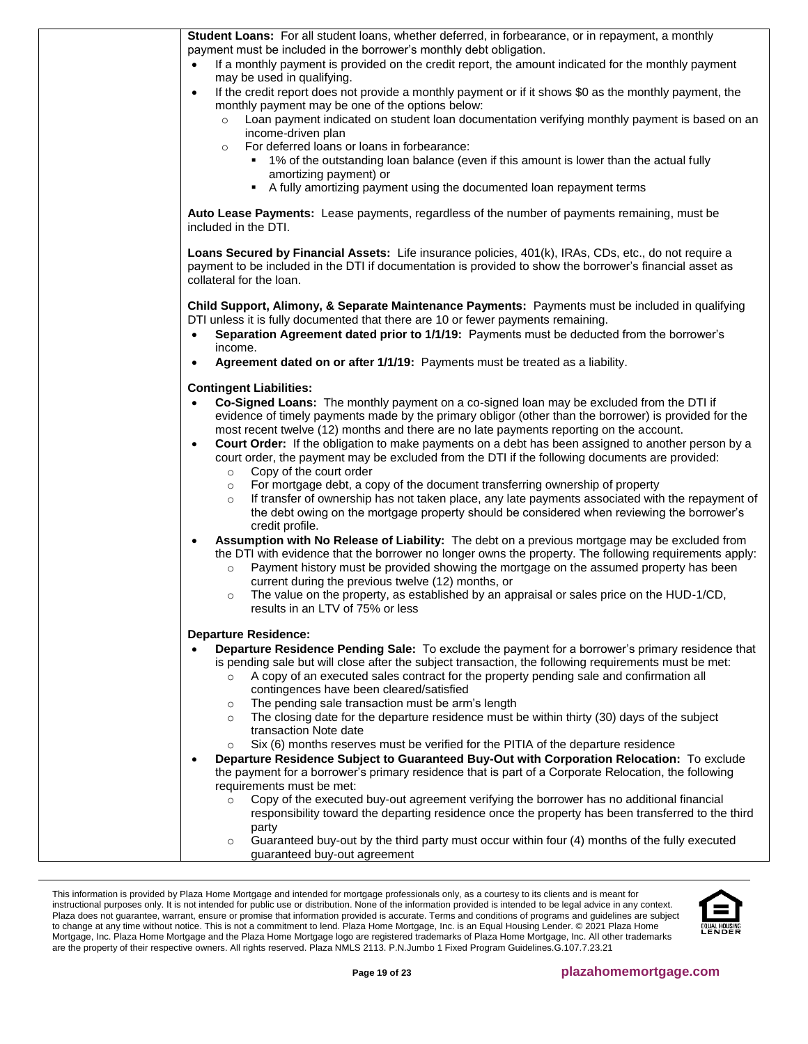**Student Loans:** For all student loans, whether deferred, in forbearance, or in repayment, a monthly payment must be included in the borrower's monthly debt obligation.

- If a monthly payment is provided on the credit report, the amount indicated for the monthly payment may be used in qualifying.
- If the credit report does not provide a monthly payment or if it shows $0 as the monthly payment, the monthly payment may be one of the options below:
  - Loan payment indicated on student loan documentation verifying monthly payment is based on an income-driven plan
  - For deferred loans or loans in forbearance:
    - 1% of the outstanding loan balance (even if this amount is lower than the actual fully amortizing payment) or
    - A fully amortizing payment using the documented loan repayment terms

**Auto Lease Payments:** Lease payments, regardless of the number of payments remaining, must be included in the DTI.

**Loans Secured by Financial Assets:** Life insurance policies, 401(k), IRAs, CDs, etc., do not require a payment to be included in the DTI if documentation is provided to show the borrower's financial asset as collateral for the loan.

**Child Support, Alimony, & Separate Maintenance Payments:** Payments must be included in qualifying DTI unless it is fully documented that there are 10 or fewer payments remaining.

- **Separation Agreement dated prior to 1/1/19:** Payments must be deducted from the borrower's income.
- **Agreement dated on or after 1/1/19:** Payments must be treated as a liability.

**Contingent Liabilities:**

- **Co-Signed Loans:** The monthly payment on a co-signed loan may be excluded from the DTI if evidence of timely payments made by the primary obligor (other than the borrower) is provided for the most recent twelve (12) months and there are no late payments reporting on the account.
- **Court Order:** If the obligation to make payments on a debt has been assigned to another person by a court order, the payment may be excluded from the DTI if the following documents are provided:
  - Copy of the court order
  - For mortgage debt, a copy of the document transferring ownership of property
  - If transfer of ownership has not taken place, any late payments associated with the repayment of the debt owing on the mortgage property should be considered when reviewing the borrower's credit profile.
- **Assumption with No Release of Liability:** The debt on a previous mortgage may be excluded from the DTI with evidence that the borrower no longer owns the property. The following requirements apply:
  - Payment history must be provided showing the mortgage on the assumed property has been current during the previous twelve (12) months, or
  - The value on the property, as established by an appraisal or sales price on the HUD-1/CD, results in an LTV of 75% or less

**Departure Residence:**

- **Departure Residence Pending Sale:** To exclude the payment for a borrower's primary residence that is pending sale but will close after the subject transaction, the following requirements must be met:
  - A copy of an executed sales contract for the property pending sale and confirmation all contingences have been cleared/satisfied
  - The pending sale transaction must be arm's length
  - The closing date for the departure residence must be within thirty (30) days of the subject transaction Note date
  - Six (6) months reserves must be verified for the PITIA of the departure residence
- **Departure Residence Subject to Guaranteed Buy-Out with Corporation Relocation:** To exclude the payment for a borrower's primary residence that is part of a Corporate Relocation, the following requirements must be met:
  - Copy of the executed buy-out agreement verifying the borrower has no additional financial responsibility toward the departing residence once the property has been transferred to the third party
  - Guaranteed buy-out by the third party must occur within four (4) months of the fully executed guaranteed buy-out agreement

This information is provided by Plaza Home Mortgage and intended for mortgage professionals only, as a courtesy to its clients and is meant for instructional purposes only. It is not intended for public use or distribution. None of the information provided is intended to be legal advice in any context. Plaza does not guarantee, warrant, ensure or promise that information provided is accurate. Terms and conditions of programs and guidelines are subject to change at any time without notice. This is not a commitment to lend. Plaza Home Mortgage, Inc. is an Equal Housing Lender. © 2021 Plaza Home Mortgage, Inc. Plaza Home Mortgage and the Plaza Home Mortgage logo are registered trademarks of Plaza Home Mortgage, Inc. All other trademarks are the property of their respective owners. All rights reserved. Plaza NMLS 2113. P.N.Jumbo 1 Fixed Program Guidelines.G.107.7.23.21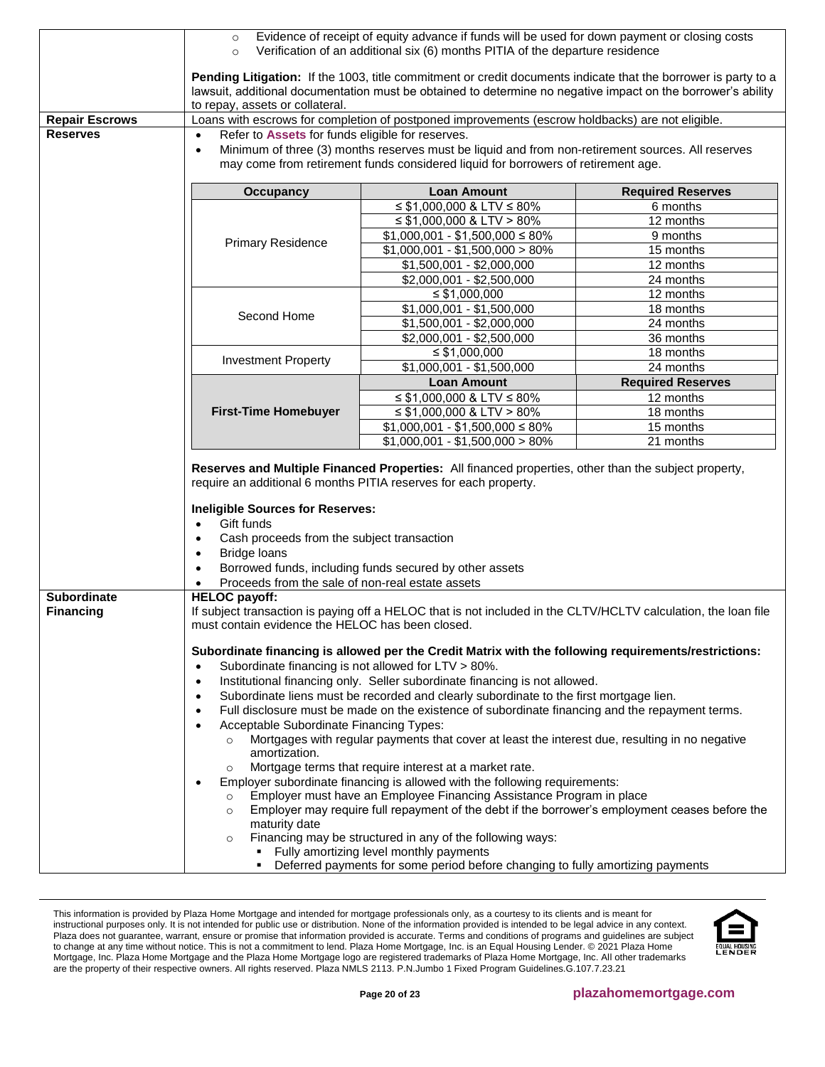| | |
|---|---|
| | ○ Evidence of receipt of equity advance if funds will be used for down payment or closing costs<br>○ Verification of an additional six (6) months PITIA of the departure residence<br><br>**Pending Litigation:** If the 1003, title commitment or credit documents indicate that the borrower is party to a lawsuit, additional documentation must be obtained to determine no negative impact on the borrower's ability to repay, assets or collateral. |
| **Repair Escrows** | Loans with escrows for completion of postponed improvements (escrow holdbacks) are not eligible. |
| **Reserves** | • Refer to **Assets** for funds eligible for reserves.<br>• Minimum of three (3) months reserves must be liquid and from non-retirement sources. All reserves may come from retirement funds considered liquid for borrowers of retirement age. |

| Occupancy | Loan Amount | Required Reserves |
|---|---|---|
| Primary Residence | ≤ $1,000,000 & LTV ≤ 80% | 6 months |
| | ≤ $1,000,000 & LTV > 80% | 12 months |
| | $1,000,001 - $1,500,000 ≤ 80% | 9 months |
| | $1,000,001 - $1,500,000 > 80% | 15 months |
| | $1,500,001 - $2,000,000 | 12 months |
| | $2,000,001 - $2,500,000 | 24 months |
| Second Home | ≤ $1,000,000 | 12 months |
| | $1,000,001 - $1,500,000 | 18 months |
| | $1,500,001 - $2,000,000 | 24 months |
| | $2,000,001 - $2,500,000 | 36 months |
| Investment Property | ≤ $1,000,000 | 18 months |
| | $1,000,001 - $1,500,000 | 24 months |
| **First-Time Homebuyer** | **Loan Amount** | **Required Reserves** |
| | ≤ $1,000,000 & LTV ≤ 80% | 12 months |
| | ≤ $1,000,000 & LTV > 80% | 18 months |
| | $1,000,001 - $1,500,000 ≤ 80% | 15 months |
| | $1,000,001 - $1,500,000 > 80% | 21 months |

**Reserves and Multiple Financed Properties:** All financed properties, other than the subject property, require an additional 6 months PITIA reserves for each property.

**Ineligible Sources for Reserves:**

- Gift funds
- Cash proceeds from the subject transaction
- Bridge loans
- Borrowed funds, including funds secured by other assets
- Proceeds from the sale of non-real estate assets

**Subordinate Financing**

**HELOC payoff:**
If subject transaction is paying off a HELOC that is not included in the CLTV/HCLTV calculation, the loan file must contain evidence the HELOC has been closed.

**Subordinate financing is allowed per the Credit Matrix with the following requirements/restrictions:**

- Subordinate financing is not allowed for LTV > 80%.
- Institutional financing only. Seller subordinate financing is not allowed.
- Subordinate liens must be recorded and clearly subordinate to the first mortgage lien.
- Full disclosure must be made on the existence of subordinate financing and the repayment terms.
- Acceptable Subordinate Financing Types:
  - Mortgages with regular payments that cover at least the interest due, resulting in no negative amortization.
  - Mortgage terms that require interest at a market rate.
- Employer subordinate financing is allowed with the following requirements:
  - Employer must have an Employee Financing Assistance Program in place
  - Employer may require full repayment of the debt if the borrower's employment ceases before the maturity date
  - Financing may be structured in any of the following ways:
    - Fully amortizing level monthly payments
    - Deferred payments for some period before changing to fully amortizing payments

This information is provided by Plaza Home Mortgage and intended for mortgage professionals only, as a courtesy to its clients and is meant for instructional purposes only. It is not intended for public use or distribution. None of the information provided is intended to be legal advice in any context. Plaza does not guarantee, warrant, ensure or promise that information provided is accurate. Terms and conditions of programs and guidelines are subject to change at any time without notice. This is not a commitment to lend. Plaza Home Mortgage, Inc. is an Equal Housing Lender. © 2021 Plaza Home Mortgage, Inc. Plaza Home Mortgage and the Plaza Home Mortgage logo are registered trademarks of Plaza Home Mortgage, Inc. All other trademarks are the property of their respective owners. All rights reserved. Plaza NMLS 2113. P.N.Jumbo 1 Fixed Program Guidelines.G.107.7.23.21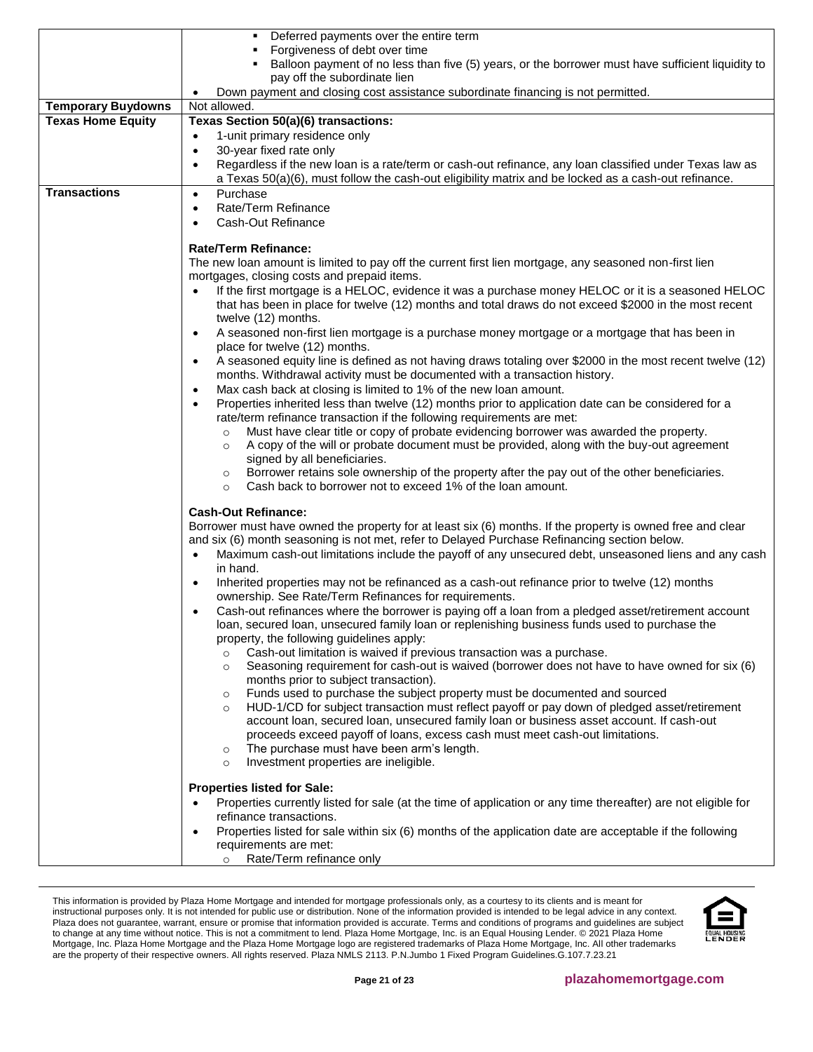| | |
|---|---|
| | <ul><li>Deferred payments over the entire term</li><li>Forgiveness of debt over time</li><li>Balloon payment of no less than five (5) years, or the borrower must have sufficient liquidity to pay off the subordinate lien</li></ul><ul><li>Down payment and closing cost assistance subordinate financing is not permitted.</li></ul> |
| **Temporary Buydowns** | Not allowed. |
| **Texas Home Equity** | **Texas Section 50(a)(6) transactions:**<ul><li>1-unit primary residence only</li><li>30-year fixed rate only</li><li>Regardless if the new loan is a rate/term or cash-out refinance, any loan classified under Texas law as a Texas 50(a)(6), must follow the cash-out eligibility matrix and be locked as a cash-out refinance.</li></ul> |
| **Transactions** | <ul><li>Purchase</li><li>Rate/Term Refinance</li><li>Cash-Out Refinance</li></ul>**Rate/Term Refinance:**<br>The new loan amount is limited to pay off the current first lien mortgage, any seasoned non-first lien mortgages, closing costs and prepaid items.<ul><li>If the first mortgage is a HELOC, evidence it was a purchase money HELOC or it is a seasoned HELOC that has been in place for twelve (12) months and total draws do not exceed $2000 in the most recent twelve (12) months.</li><li>A seasoned non-first lien mortgage is a purchase money mortgage or a mortgage that has been in place for twelve (12) months.</li><li>A seasoned equity line is defined as not having draws totaling over $2000 in the most recent twelve (12) months. Withdrawal activity must be documented with a transaction history.</li><li>Max cash back at closing is limited to 1% of the new loan amount.</li><li>Properties inherited less than twelve (12) months prior to application date can be considered for a rate/term refinance transaction if the following requirements are met:<ul><li>Must have clear title or copy of probate evidencing borrower was awarded the property.</li><li>A copy of the will or probate document must be provided, along with the buy-out agreement signed by all beneficiaries.</li><li>Borrower retains sole ownership of the property after the pay out of the other beneficiaries.</li><li>Cash back to borrower not to exceed 1% of the loan amount.</li></ul></li></ul>**Cash-Out Refinance:**<br>Borrower must have owned the property for at least six (6) months. If the property is owned free and clear and six (6) month seasoning is not met, refer to Delayed Purchase Refinancing section below.<ul><li>Maximum cash-out limitations include the payoff of any unsecured debt, unseasoned liens and any cash in hand.</li><li>Inherited properties may not be refinanced as a cash-out refinance prior to twelve (12) months ownership. See Rate/Term Refinances for requirements.</li><li>Cash-out refinances where the borrower is paying off a loan from a pledged asset/retirement account loan, secured loan, unsecured family loan or replenishing business funds used to purchase the property, the following guidelines apply:<ul><li>Cash-out limitation is waived if previous transaction was a purchase.</li><li>Seasoning requirement for cash-out is waived (borrower does not have to have owned for six (6) months prior to subject transaction).</li><li>Funds used to purchase the subject property must be documented and sourced</li><li>HUD-1/CD for subject transaction must reflect payoff or pay down of pledged asset/retirement account loan, secured loan, unsecured family loan or business asset account. If cash-out proceeds exceed payoff of loans, excess cash must meet cash-out limitations.</li><li>The purchase must have been arm's length.</li><li>Investment properties are ineligible.</li></ul></li></ul>**Properties listed for Sale:**<ul><li>Properties currently listed for sale (at the time of application or any time thereafter) are not eligible for refinance transactions.</li><li>Properties listed for sale within six (6) months of the application date are acceptable if the following requirements are met:<ul><li>Rate/Term refinance only</li></ul></li></ul> |

This information is provided by Plaza Home Mortgage and intended for mortgage professionals only, as a courtesy to its clients and is meant for instructional purposes only. It is not intended for public use or distribution. None of the information provided is intended to be legal advice in any context. Plaza does not guarantee, warrant, ensure or promise that information provided is accurate. Terms and conditions of programs and guidelines are subject to change at any time without notice. This is not a commitment to lend. Plaza Home Mortgage, Inc. is an Equal Housing Lender. © 2021 Plaza Home Mortgage, Inc. Plaza Home Mortgage and the Plaza Home Mortgage logo are registered trademarks of Plaza Home Mortgage, Inc. All other trademarks are the property of their respective owners. All rights reserved. Plaza NMLS 2113. P.N.Jumbo 1 Fixed Program Guidelines.G.107.7.23.21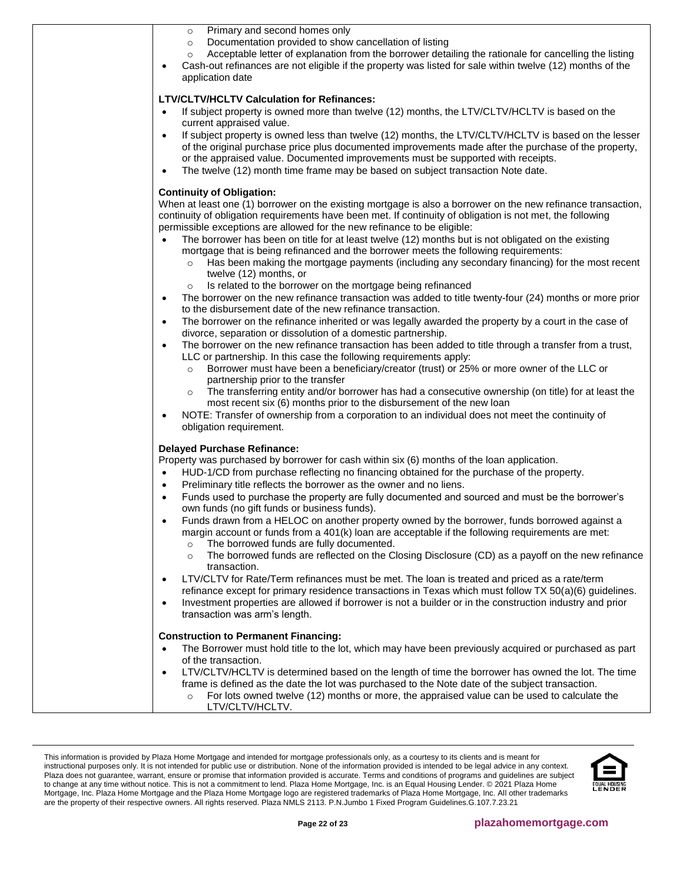- Primary and second homes only
- Documentation provided to show cancellation of listing
- Acceptable letter of explanation from the borrower detailing the rationale for cancelling the listing

- Cash-out refinances are not eligible if the property was listed for sale within twelve (12) months of the application date

**LTV/CLTV/HCLTV Calculation for Refinances:**

- If subject property is owned more than twelve (12) months, the LTV/CLTV/HCLTV is based on the current appraised value.
- If subject property is owned less than twelve (12) months, the LTV/CLTV/HCLTV is based on the lesser of the original purchase price plus documented improvements made after the purchase of the property, or the appraised value. Documented improvements must be supported with receipts.
- The twelve (12) month time frame may be based on subject transaction Note date.

**Continuity of Obligation:**

When at least one (1) borrower on the existing mortgage is also a borrower on the new refinance transaction, continuity of obligation requirements have been met. If continuity of obligation is not met, the following permissible exceptions are allowed for the new refinance to be eligible:

- The borrower has been on title for at least twelve (12) months but is not obligated on the existing mortgage that is being refinanced and the borrower meets the following requirements:
  - Has been making the mortgage payments (including any secondary financing) for the most recent twelve (12) months, or
  - Is related to the borrower on the mortgage being refinanced
- The borrower on the new refinance transaction was added to title twenty-four (24) months or more prior to the disbursement date of the new refinance transaction.
- The borrower on the refinance inherited or was legally awarded the property by a court in the case of divorce, separation or dissolution of a domestic partnership.
- The borrower on the new refinance transaction has been added to title through a transfer from a trust, LLC or partnership. In this case the following requirements apply:
  - Borrower must have been a beneficiary/creator (trust) or 25% or more owner of the LLC or partnership prior to the transfer
  - The transferring entity and/or borrower has had a consecutive ownership (on title) for at least the most recent six (6) months prior to the disbursement of the new loan
- NOTE: Transfer of ownership from a corporation to an individual does not meet the continuity of obligation requirement.

**Delayed Purchase Refinance:**

Property was purchased by borrower for cash within six (6) months of the loan application.

- HUD-1/CD from purchase reflecting no financing obtained for the purchase of the property.
- Preliminary title reflects the borrower as the owner and no liens.
- Funds used to purchase the property are fully documented and sourced and must be the borrower's own funds (no gift funds or business funds).
- Funds drawn from a HELOC on another property owned by the borrower, funds borrowed against a margin account or funds from a 401(k) loan are acceptable if the following requirements are met:
  - The borrowed funds are fully documented.
  - The borrowed funds are reflected on the Closing Disclosure (CD) as a payoff on the new refinance transaction.
- LTV/CLTV for Rate/Term refinances must be met. The loan is treated and priced as a rate/term refinance except for primary residence transactions in Texas which must follow TX 50(a)(6) guidelines.
- Investment properties are allowed if borrower is not a builder or in the construction industry and prior transaction was arm's length.

**Construction to Permanent Financing:**

- The Borrower must hold title to the lot, which may have been previously acquired or purchased as part of the transaction.
- LTV/CLTV/HCLTV is determined based on the length of time the borrower has owned the lot. The time frame is defined as the date the lot was purchased to the Note date of the subject transaction.
  - For lots owned twelve (12) months or more, the appraised value can be used to calculate the LTV/CLTV/HCLTV.

This information is provided by Plaza Home Mortgage and intended for mortgage professionals only, as a courtesy to its clients and is meant for instructional purposes only. It is not intended for public use or distribution. None of the information provided is intended to be legal advice in any context. Plaza does not guarantee, warrant, ensure or promise that information provided is accurate. Terms and conditions of programs and guidelines are subject to change at any time without notice. This is not a commitment to lend. Plaza Home Mortgage, Inc. is an Equal Housing Lender. © 2021 Plaza Home Mortgage, Inc. Plaza Home Mortgage and the Plaza Home Mortgage logo are registered trademarks of Plaza Home Mortgage, Inc. All other trademarks are the property of their respective owners. All rights reserved. Plaza NMLS 2113. P.N.Jumbo 1 Fixed Program Guidelines.G.107.7.23.21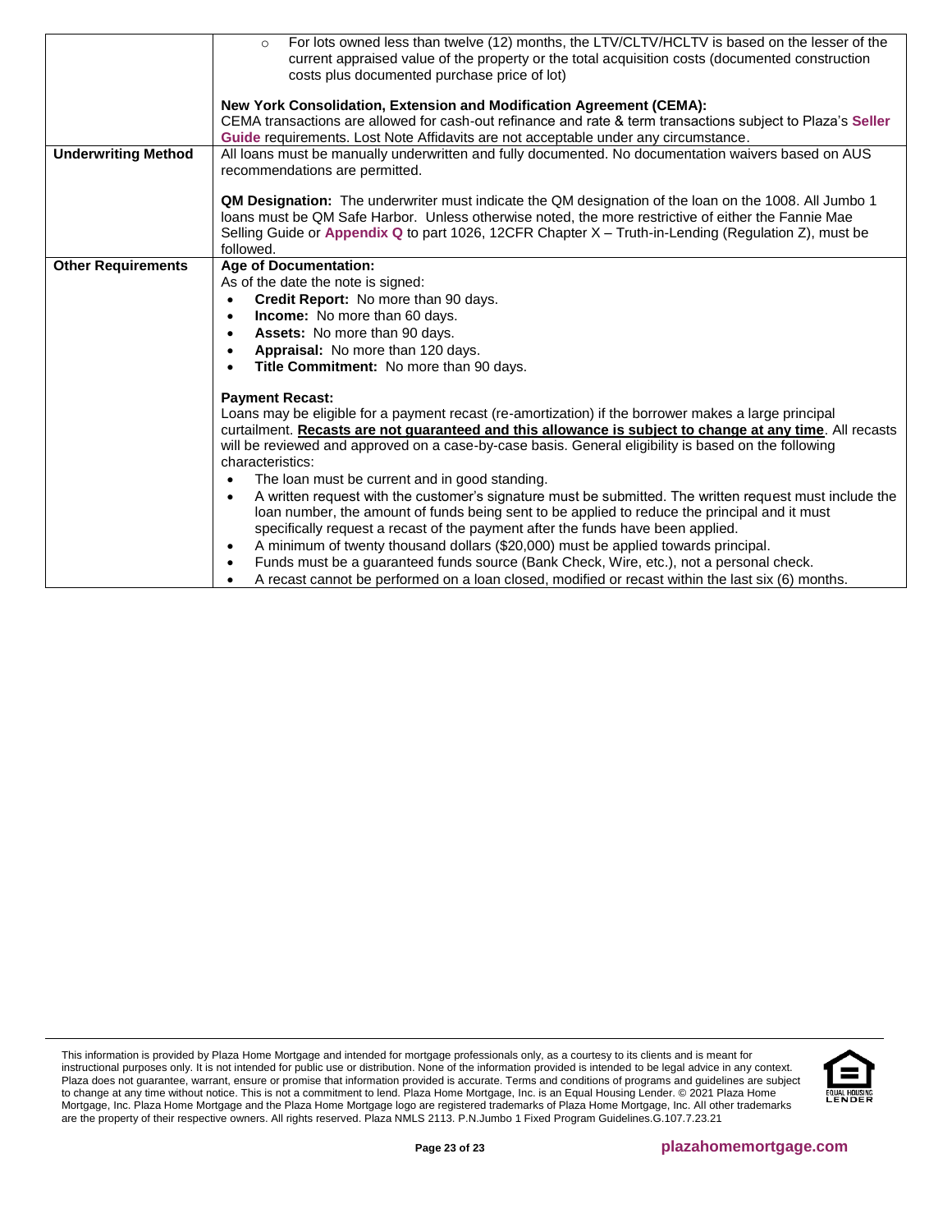| | |
|---|---|
| | ○ For lots owned less than twelve (12) months, the LTV/CLTV/HCLTV is based on the lesser of the current appraised value of the property or the total acquisition costs (documented construction costs plus documented purchase price of lot)<br><br>**New York Consolidation, Extension and Modification Agreement (CEMA):**<br>CEMA transactions are allowed for cash-out refinance and rate & term transactions subject to Plaza's **Seller Guide** requirements. Lost Note Affidavits are not acceptable under any circumstance. |
| **Underwriting Method** | All loans must be manually underwritten and fully documented. No documentation waivers based on AUS recommendations are permitted.<br><br>**QM Designation:** The underwriter must indicate the QM designation of the loan on the 1008. All Jumbo 1 loans must be QM Safe Harbor. Unless otherwise noted, the more restrictive of either the Fannie Mae Selling Guide or **Appendix Q** to part 1026, 12CFR Chapter X – Truth-in-Lending (Regulation Z), must be followed. |
| **Other Requirements** | **Age of Documentation:**<br>As of the date the note is signed:<br>• **Credit Report:** No more than 90 days.<br>• **Income:** No more than 60 days.<br>• **Assets:** No more than 90 days.<br>• **Appraisal:** No more than 120 days.<br>• **Title Commitment:** No more than 90 days.<br><br>**Payment Recast:**<br>Loans may be eligible for a payment recast (re-amortization) if the borrower makes a large principal curtailment. **Recasts are not guaranteed and this allowance is subject to change at any time**. All recasts will be reviewed and approved on a case-by-case basis. General eligibility is based on the following characteristics:<br>• The loan must be current and in good standing.<br>• A written request with the customer's signature must be submitted. The written request must include the loan number, the amount of funds being sent to be applied to reduce the principal and it must specifically request a recast of the payment after the funds have been applied.<br>• A minimum of twenty thousand dollars ($20,000) must be applied towards principal.<br>• Funds must be a guaranteed funds source (Bank Check, Wire, etc.), not a personal check.<br>• A recast cannot be performed on a loan closed, modified or recast within the last six (6) months. |

This information is provided by Plaza Home Mortgage and intended for mortgage professionals only, as a courtesy to its clients and is meant for instructional purposes only. It is not intended for public use or distribution. None of the information provided is intended to be legal advice in any context. Plaza does not guarantee, warrant, ensure or promise that information provided is accurate. Terms and conditions of programs and guidelines are subject to change at any time without notice. This is not a commitment to lend. Plaza Home Mortgage, Inc. is an Equal Housing Lender. © 2021 Plaza Home Mortgage, Inc. Plaza Home Mortgage and the Plaza Home Mortgage logo are registered trademarks of Plaza Home Mortgage, Inc. All other trademarks are the property of their respective owners. All rights reserved. Plaza NMLS 2113. P.N.Jumbo 1 Fixed Program Guidelines.G.107.7.23.21

plazahomemortgage.com